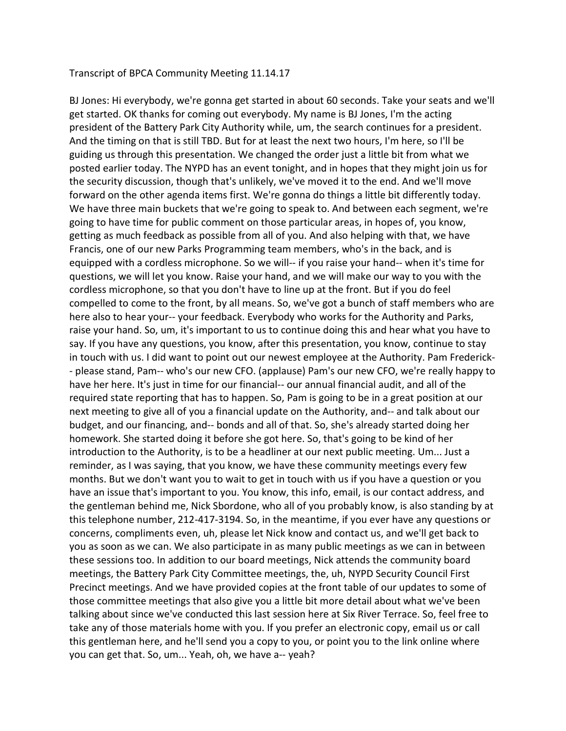Transcript of BPCA Community Meeting 11.14.17

BJ Jones: Hi everybody, we're gonna get started in about 60 seconds. Take your seats and we'll get started. OK thanks for coming out everybody. My name is BJ Jones, I'm the acting president of the Battery Park City Authority while, um, the search continues for a president. And the timing on that is still TBD. But for at least the next two hours, I'm here, so I'll be guiding us through this presentation. We changed the order just a little bit from what we posted earlier today. The NYPD has an event tonight, and in hopes that they might join us for the security discussion, though that's unlikely, we've moved it to the end. And we'll move forward on the other agenda items first. We're gonna do things a little bit differently today. We have three main buckets that we're going to speak to. And between each segment, we're going to have time for public comment on those particular areas, in hopes of, you know, getting as much feedback as possible from all of you. And also helping with that, we have Francis, one of our new Parks Programming team members, who's in the back, and is equipped with a cordless microphone. So we will-- if you raise your hand-- when it's time for questions, we will let you know. Raise your hand, and we will make our way to you with the cordless microphone, so that you don't have to line up at the front. But if you do feel compelled to come to the front, by all means. So, we've got a bunch of staff members who are here also to hear your-- your feedback. Everybody who works for the Authority and Parks, raise your hand. So, um, it's important to us to continue doing this and hear what you have to say. If you have any questions, you know, after this presentation, you know, continue to stay in touch with us. I did want to point out our newest employee at the Authority. Pam Frederick-- please stand, Pam-- who's our new CFO. (applause) Pam's our new CFO, we're really happy to have her here. It's just in time for our financial-- our annual financial audit, and all of the required state reporting that has to happen. So, Pam is going to be in a great position at our next meeting to give all of you a financial update on the Authority, and-- and talk about our budget, and our financing, and-- bonds and all of that. So, she's already started doing her homework. She started doing it before she got here. So, that's going to be kind of her introduction to the Authority, is to be a headliner at our next public meeting. Um... Just a reminder, as I was saying, that you know, we have these community meetings every few months. But we don't want you to wait to get in touch with us if you have a question or you have an issue that's important to you. You know, this info, email, is our contact address, and the gentleman behind me, Nick Sbordone, who all of you probably know, is also standing by at this telephone number, 212-417-3194. So, in the meantime, if you ever have any questions or concerns, compliments even, uh, please let Nick know and contact us, and we'll get back to you as soon as we can. We also participate in as many public meetings as we can in between these sessions too. In addition to our board meetings, Nick attends the community board meetings, the Battery Park City Committee meetings, the, uh, NYPD Security Council First Precinct meetings. And we have provided copies at the front table of our updates to some of those committee meetings that also give you a little bit more detail about what we've been talking about since we've conducted this last session here at Six River Terrace. So, feel free to take any of those materials home with you. If you prefer an electronic copy, email us or call this gentleman here, and he'll send you a copy to you, or point you to the link online where you can get that. So, um... Yeah, oh, we have a-- yeah?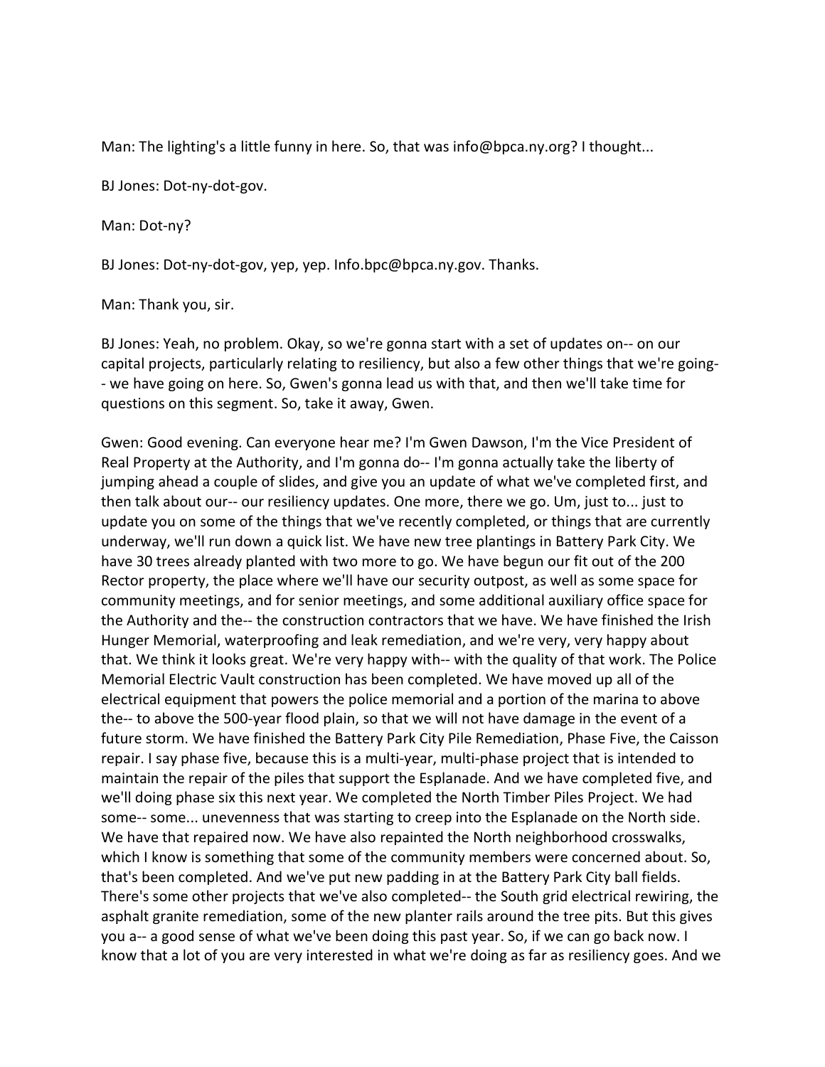Man: The lighting's a little funny in here. So, that was info@bpca.ny.org? I thought...

BJ Jones: Dot-ny-dot-gov.

Man: Dot-ny?

BJ Jones: Dot-ny-dot-gov, yep, yep. Info.bpc@bpca.ny.gov. Thanks.

Man: Thank you, sir.

BJ Jones: Yeah, no problem. Okay, so we're gonna start with a set of updates on-- on our capital projects, particularly relating to resiliency, but also a few other things that we're going-- we have going on here. So, Gwen's gonna lead us with that, and then we'll take time for questions on this segment. So, take it away, Gwen.

Gwen: Good evening. Can everyone hear me? I'm Gwen Dawson, I'm the Vice President of Real Property at the Authority, and I'm gonna do-- I'm gonna actually take the liberty of jumping ahead a couple of slides, and give you an update of what we've completed first, and then talk about our-- our resiliency updates. One more, there we go. Um, just to... just to update you on some of the things that we've recently completed, or things that are currently underway, we'll run down a quick list. We have new tree plantings in Battery Park City. We have 30 trees already planted with two more to go. We have begun our fit out of the 200 Rector property, the place where we'll have our security outpost, as well as some space for community meetings, and for senior meetings, and some additional auxiliary office space for the Authority and the-- the construction contractors that we have. We have finished the Irish Hunger Memorial, waterproofing and leak remediation, and we're very, very happy about that. We think it looks great. We're very happy with-- with the quality of that work. The Police Memorial Electric Vault construction has been completed. We have moved up all of the electrical equipment that powers the police memorial and a portion of the marina to above the-- to above the 500-year flood plain, so that we will not have damage in the event of a future storm. We have finished the Battery Park City Pile Remediation, Phase Five, the Caisson repair. I say phase five, because this is a multi-year, multi-phase project that is intended to maintain the repair of the piles that support the Esplanade. And we have completed five, and we'll doing phase six this next year. We completed the North Timber Piles Project. We had some-- some... unevenness that was starting to creep into the Esplanade on the North side. We have that repaired now. We have also repainted the North neighborhood crosswalks, which I know is something that some of the community members were concerned about. So, that's been completed. And we've put new padding in at the Battery Park City ball fields. There's some other projects that we've also completed-- the South grid electrical rewiring, the asphalt granite remediation, some of the new planter rails around the tree pits. But this gives you a-- a good sense of what we've been doing this past year. So, if we can go back now. I know that a lot of you are very interested in what we're doing as far as resiliency goes. And we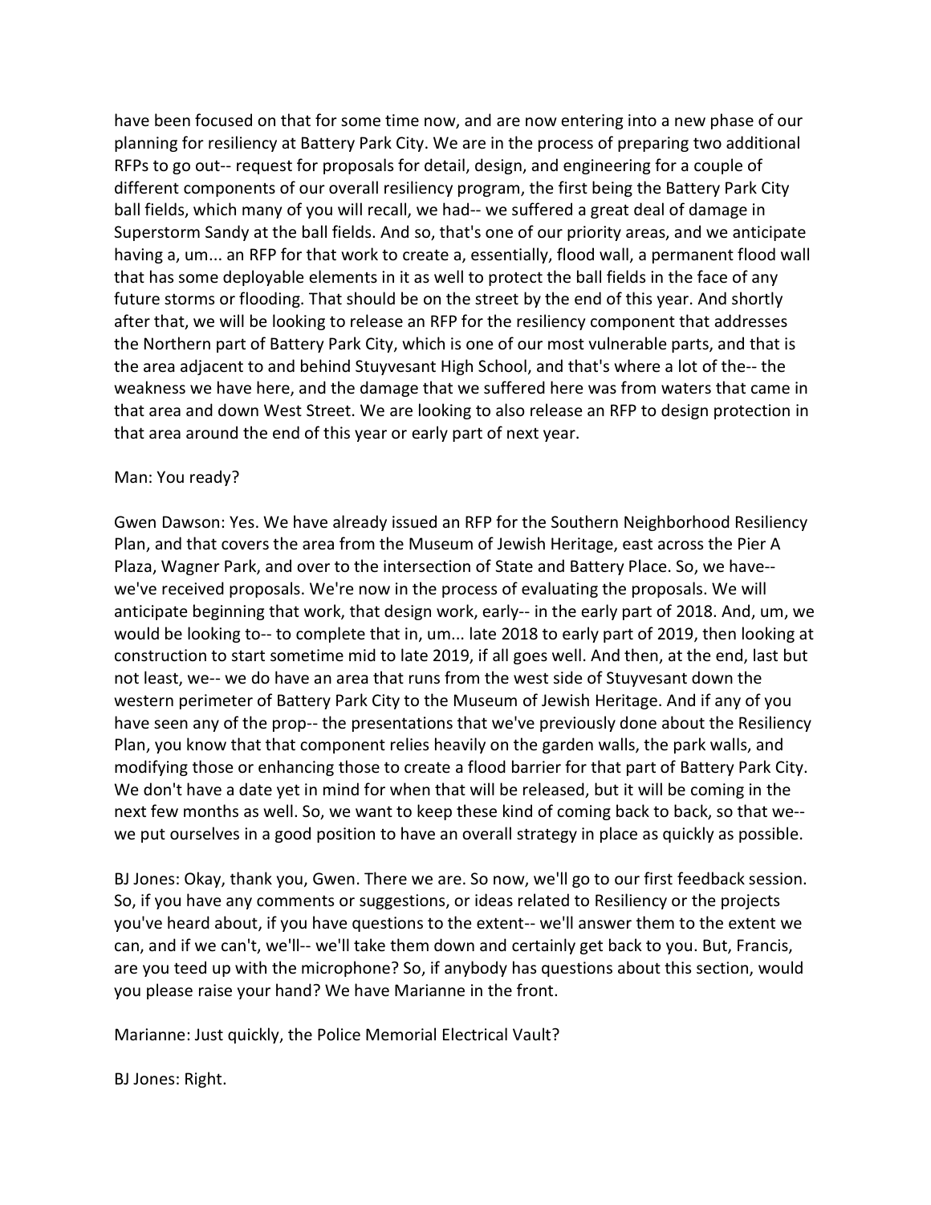have been focused on that for some time now, and are now entering into a new phase of our planning for resiliency at Battery Park City. We are in the process of preparing two additional RFPs to go out-- request for proposals for detail, design, and engineering for a couple of different components of our overall resiliency program, the first being the Battery Park City ball fields, which many of you will recall, we had-- we suffered a great deal of damage in Superstorm Sandy at the ball fields. And so, that's one of our priority areas, and we anticipate having a, um... an RFP for that work to create a, essentially, flood wall, a permanent flood wall that has some deployable elements in it as well to protect the ball fields in the face of any future storms or flooding. That should be on the street by the end of this year. And shortly after that, we will be looking to release an RFP for the resiliency component that addresses the Northern part of Battery Park City, which is one of our most vulnerable parts, and that is the area adjacent to and behind Stuyvesant High School, and that's where a lot of the-- the weakness we have here, and the damage that we suffered here was from waters that came in that area and down West Street. We are looking to also release an RFP to design protection in that area around the end of this year or early part of next year.

Man: You ready?

Gwen Dawson: Yes. We have already issued an RFP for the Southern Neighborhood Resiliency Plan, and that covers the area from the Museum of Jewish Heritage, east across the Pier A Plaza, Wagner Park, and over to the intersection of State and Battery Place. So, we have-- we've received proposals. We're now in the process of evaluating the proposals. We will anticipate beginning that work, that design work, early-- in the early part of 2018. And, um, we would be looking to-- to complete that in, um... late 2018 to early part of 2019, then looking at construction to start sometime mid to late 2019, if all goes well. And then, at the end, last but not least, we-- we do have an area that runs from the west side of Stuyvesant down the western perimeter of Battery Park City to the Museum of Jewish Heritage. And if any of you have seen any of the prop-- the presentations that we've previously done about the Resiliency Plan, you know that that component relies heavily on the garden walls, the park walls, and modifying those or enhancing those to create a flood barrier for that part of Battery Park City. We don't have a date yet in mind for when that will be released, but it will be coming in the next few months as well. So, we want to keep these kind of coming back to back, so that we-- we put ourselves in a good position to have an overall strategy in place as quickly as possible.

BJ Jones: Okay, thank you, Gwen. There we are. So now, we'll go to our first feedback session. So, if you have any comments or suggestions, or ideas related to Resiliency or the projects you've heard about, if you have questions to the extent-- we'll answer them to the extent we can, and if we can't, we'll-- we'll take them down and certainly get back to you. But, Francis, are you teed up with the microphone? So, if anybody has questions about this section, would you please raise your hand? We have Marianne in the front.

Marianne: Just quickly, the Police Memorial Electrical Vault?

BJ Jones: Right.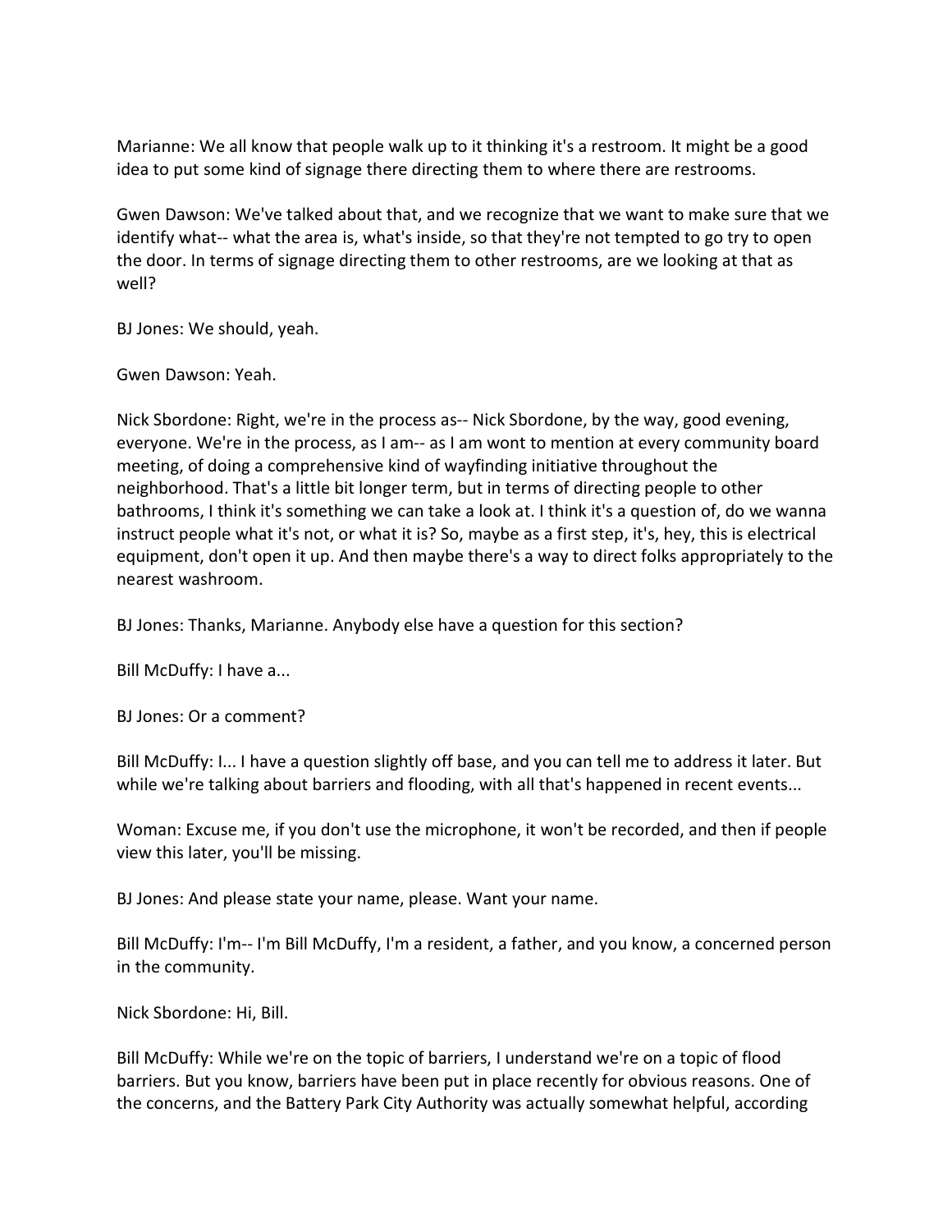Marianne: We all know that people walk up to it thinking it's a restroom. It might be a good idea to put some kind of signage there directing them to where there are restrooms.

Gwen Dawson: We've talked about that, and we recognize that we want to make sure that we identify what-- what the area is, what's inside, so that they're not tempted to go try to open the door. In terms of signage directing them to other restrooms, are we looking at that as well?

BJ Jones: We should, yeah.

Gwen Dawson: Yeah.

Nick Sbordone: Right, we're in the process as-- Nick Sbordone, by the way, good evening, everyone. We're in the process, as I am-- as I am wont to mention at every community board meeting, of doing a comprehensive kind of wayfinding initiative throughout the neighborhood. That's a little bit longer term, but in terms of directing people to other bathrooms, I think it's something we can take a look at. I think it's a question of, do we wanna instruct people what it's not, or what it is? So, maybe as a first step, it's, hey, this is electrical equipment, don't open it up. And then maybe there's a way to direct folks appropriately to the nearest washroom.

BJ Jones: Thanks, Marianne. Anybody else have a question for this section?

Bill McDuffy: I have a...

BJ Jones: Or a comment?

Bill McDuffy: I... I have a question slightly off base, and you can tell me to address it later. But while we're talking about barriers and flooding, with all that's happened in recent events...

Woman: Excuse me, if you don't use the microphone, it won't be recorded, and then if people view this later, you'll be missing.

BJ Jones: And please state your name, please. Want your name.

Bill McDuffy: I'm-- I'm Bill McDuffy, I'm a resident, a father, and you know, a concerned person in the community.

Nick Sbordone: Hi, Bill.

Bill McDuffy: While we're on the topic of barriers, I understand we're on a topic of flood barriers. But you know, barriers have been put in place recently for obvious reasons. One of the concerns, and the Battery Park City Authority was actually somewhat helpful, according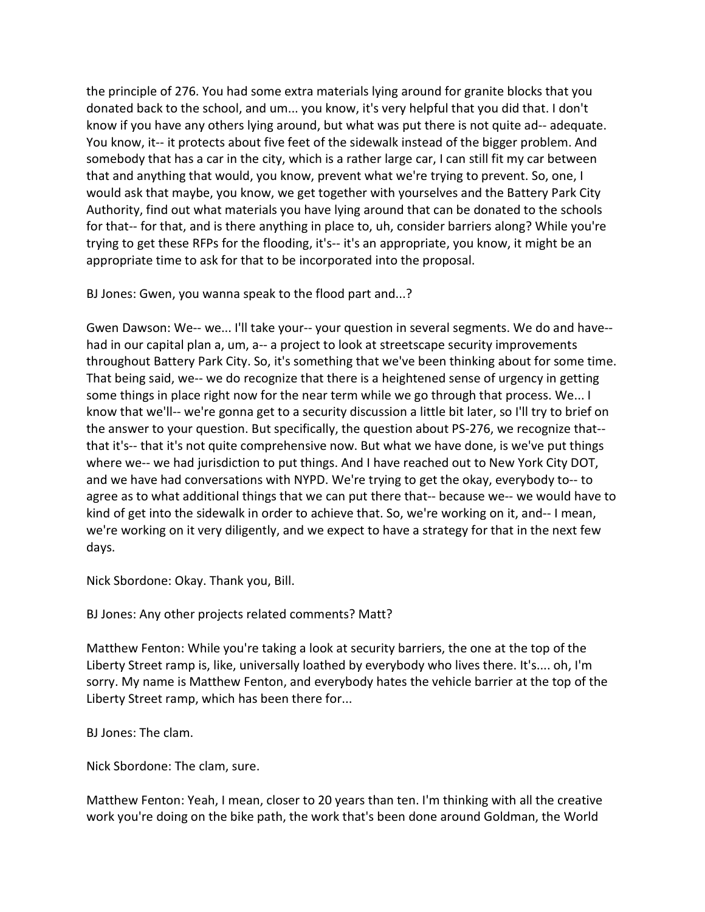the principle of 276. You had some extra materials lying around for granite blocks that you donated back to the school, and um... you know, it's very helpful that you did that. I don't know if you have any others lying around, but what was put there is not quite ad-- adequate. You know, it-- it protects about five feet of the sidewalk instead of the bigger problem. And somebody that has a car in the city, which is a rather large car, I can still fit my car between that and anything that would, you know, prevent what we're trying to prevent. So, one, I would ask that maybe, you know, we get together with yourselves and the Battery Park City Authority, find out what materials you have lying around that can be donated to the schools for that-- for that, and is there anything in place to, uh, consider barriers along? While you're trying to get these RFPs for the flooding, it's-- it's an appropriate, you know, it might be an appropriate time to ask for that to be incorporated into the proposal.

BJ Jones: Gwen, you wanna speak to the flood part and...?

Gwen Dawson: We-- we... I'll take your-- your question in several segments. We do and have-- had in our capital plan a, um, a-- a project to look at streetscape security improvements throughout Battery Park City. So, it's something that we've been thinking about for some time. That being said, we-- we do recognize that there is a heightened sense of urgency in getting some things in place right now for the near term while we go through that process. We... I know that we'll-- we're gonna get to a security discussion a little bit later, so I'll try to brief on the answer to your question. But specifically, the question about PS-276, we recognize that-- that it's-- that it's not quite comprehensive now. But what we have done, is we've put things where we-- we had jurisdiction to put things. And I have reached out to New York City DOT, and we have had conversations with NYPD. We're trying to get the okay, everybody to-- to agree as to what additional things that we can put there that-- because we-- we would have to kind of get into the sidewalk in order to achieve that. So, we're working on it, and-- I mean, we're working on it very diligently, and we expect to have a strategy for that in the next few days.

Nick Sbordone: Okay. Thank you, Bill.

BJ Jones: Any other projects related comments? Matt?

Matthew Fenton: While you're taking a look at security barriers, the one at the top of the Liberty Street ramp is, like, universally loathed by everybody who lives there. It's.... oh, I'm sorry. My name is Matthew Fenton, and everybody hates the vehicle barrier at the top of the Liberty Street ramp, which has been there for...

BJ Jones: The clam.

Nick Sbordone: The clam, sure.

Matthew Fenton: Yeah, I mean, closer to 20 years than ten. I'm thinking with all the creative work you're doing on the bike path, the work that's been done around Goldman, the World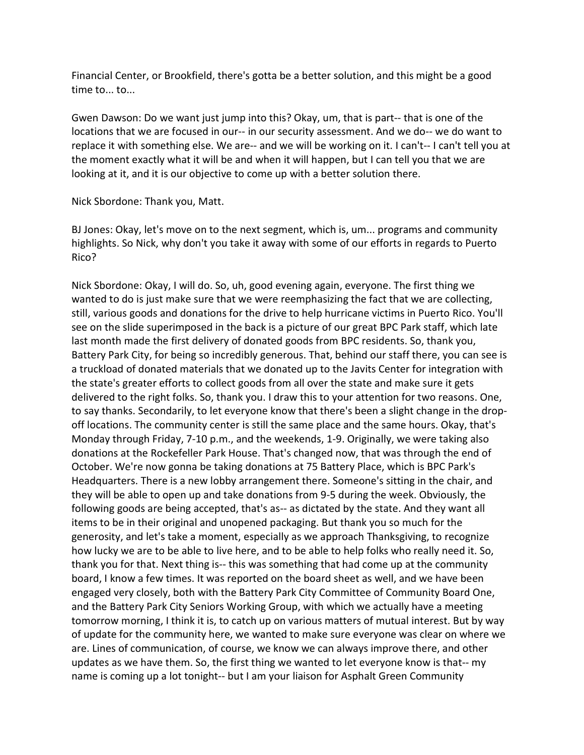Financial Center, or Brookfield, there's gotta be a better solution, and this might be a good time to... to...

Gwen Dawson: Do we want just jump into this? Okay, um, that is part-- that is one of the locations that we are focused in our-- in our security assessment. And we do-- we do want to replace it with something else. We are-- and we will be working on it. I can't-- I can't tell you at the moment exactly what it will be and when it will happen, but I can tell you that we are looking at it, and it is our objective to come up with a better solution there.

Nick Sbordone: Thank you, Matt.

BJ Jones: Okay, let's move on to the next segment, which is, um... programs and community highlights. So Nick, why don't you take it away with some of our efforts in regards to Puerto Rico?

Nick Sbordone: Okay, I will do. So, uh, good evening again, everyone. The first thing we wanted to do is just make sure that we were reemphasizing the fact that we are collecting, still, various goods and donations for the drive to help hurricane victims in Puerto Rico. You'll see on the slide superimposed in the back is a picture of our great BPC Park staff, which late last month made the first delivery of donated goods from BPC residents. So, thank you, Battery Park City, for being so incredibly generous. That, behind our staff there, you can see is a truckload of donated materials that we donated up to the Javits Center for integration with the state's greater efforts to collect goods from all over the state and make sure it gets delivered to the right folks. So, thank you. I draw this to your attention for two reasons. One, to say thanks. Secondarily, to let everyone know that there's been a slight change in the drop-off locations. The community center is still the same place and the same hours. Okay, that's Monday through Friday, 7-10 p.m., and the weekends, 1-9. Originally, we were taking also donations at the Rockefeller Park House. That's changed now, that was through the end of October. We're now gonna be taking donations at 75 Battery Place, which is BPC Park's Headquarters. There is a new lobby arrangement there. Someone's sitting in the chair, and they will be able to open up and take donations from 9-5 during the week. Obviously, the following goods are being accepted, that's as-- as dictated by the state. And they want all items to be in their original and unopened packaging. But thank you so much for the generosity, and let's take a moment, especially as we approach Thanksgiving, to recognize how lucky we are to be able to live here, and to be able to help folks who really need it. So, thank you for that. Next thing is-- this was something that had come up at the community board, I know a few times. It was reported on the board sheet as well, and we have been engaged very closely, both with the Battery Park City Committee of Community Board One, and the Battery Park City Seniors Working Group, with which we actually have a meeting tomorrow morning, I think it is, to catch up on various matters of mutual interest. But by way of update for the community here, we wanted to make sure everyone was clear on where we are. Lines of communication, of course, we know we can always improve there, and other updates as we have them. So, the first thing we wanted to let everyone know is that-- my name is coming up a lot tonight-- but I am your liaison for Asphalt Green Community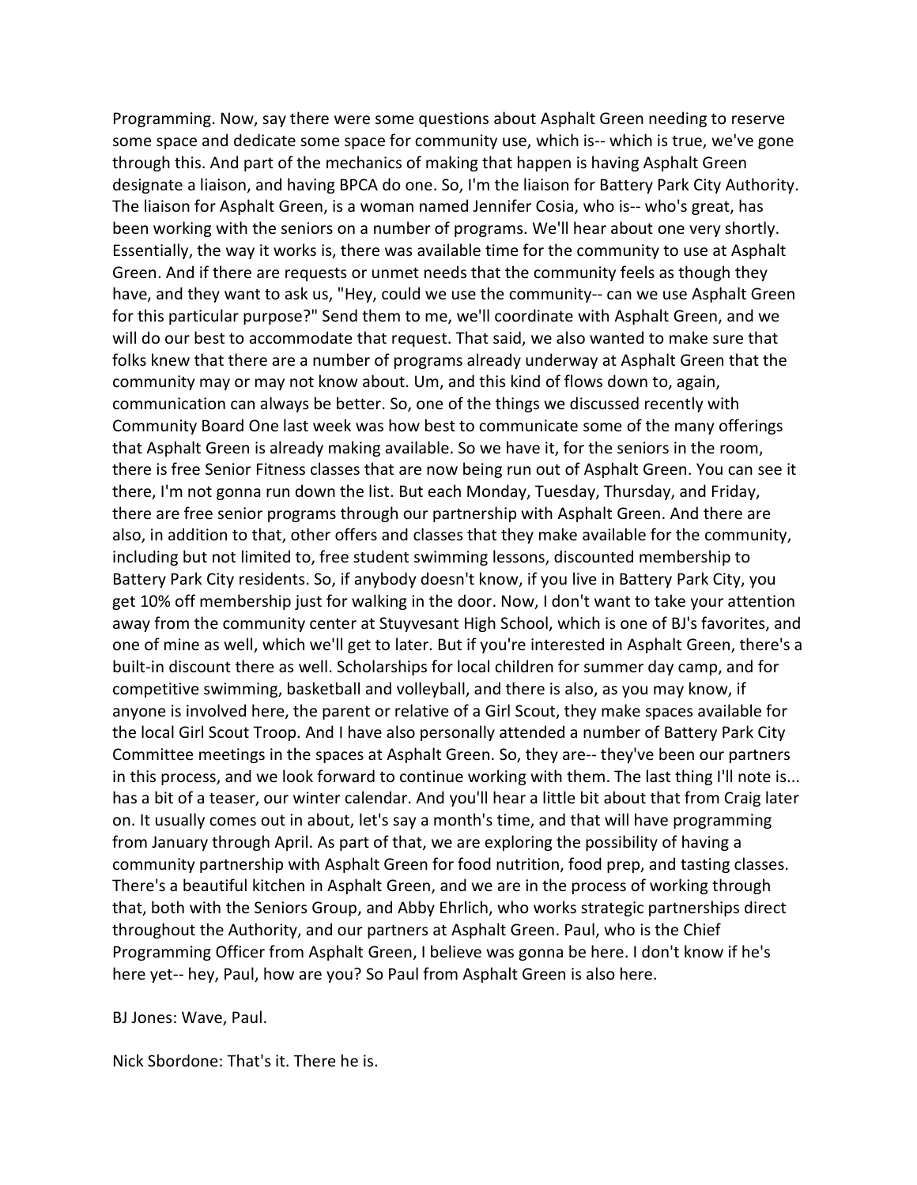Programming. Now, say there were some questions about Asphalt Green needing to reserve some space and dedicate some space for community use, which is-- which is true, we've gone through this. And part of the mechanics of making that happen is having Asphalt Green designate a liaison, and having BPCA do one. So, I'm the liaison for Battery Park City Authority. The liaison for Asphalt Green, is a woman named Jennifer Cosia, who is-- who's great, has been working with the seniors on a number of programs. We'll hear about one very shortly. Essentially, the way it works is, there was available time for the community to use at Asphalt Green. And if there are requests or unmet needs that the community feels as though they have, and they want to ask us, "Hey, could we use the community-- can we use Asphalt Green for this particular purpose?" Send them to me, we'll coordinate with Asphalt Green, and we will do our best to accommodate that request. That said, we also wanted to make sure that folks knew that there are a number of programs already underway at Asphalt Green that the community may or may not know about. Um, and this kind of flows down to, again, communication can always be better. So, one of the things we discussed recently with Community Board One last week was how best to communicate some of the many offerings that Asphalt Green is already making available. So we have it, for the seniors in the room, there is free Senior Fitness classes that are now being run out of Asphalt Green. You can see it there, I'm not gonna run down the list. But each Monday, Tuesday, Thursday, and Friday, there are free senior programs through our partnership with Asphalt Green. And there are also, in addition to that, other offers and classes that they make available for the community, including but not limited to, free student swimming lessons, discounted membership to Battery Park City residents. So, if anybody doesn't know, if you live in Battery Park City, you get 10% off membership just for walking in the door. Now, I don't want to take your attention away from the community center at Stuyvesant High School, which is one of BJ's favorites, and one of mine as well, which we'll get to later. But if you're interested in Asphalt Green, there's a built-in discount there as well. Scholarships for local children for summer day camp, and for competitive swimming, basketball and volleyball, and there is also, as you may know, if anyone is involved here, the parent or relative of a Girl Scout, they make spaces available for the local Girl Scout Troop. And I have also personally attended a number of Battery Park City Committee meetings in the spaces at Asphalt Green. So, they are-- they've been our partners in this process, and we look forward to continue working with them. The last thing I'll note is... has a bit of a teaser, our winter calendar. And you'll hear a little bit about that from Craig later on. It usually comes out in about, let's say a month's time, and that will have programming from January through April. As part of that, we are exploring the possibility of having a community partnership with Asphalt Green for food nutrition, food prep, and tasting classes. There's a beautiful kitchen in Asphalt Green, and we are in the process of working through that, both with the Seniors Group, and Abby Ehrlich, who works strategic partnerships direct throughout the Authority, and our partners at Asphalt Green. Paul, who is the Chief Programming Officer from Asphalt Green, I believe was gonna be here. I don't know if he's here yet-- hey, Paul, how are you? So Paul from Asphalt Green is also here.

BJ Jones: Wave, Paul.

Nick Sbordone: That's it. There he is.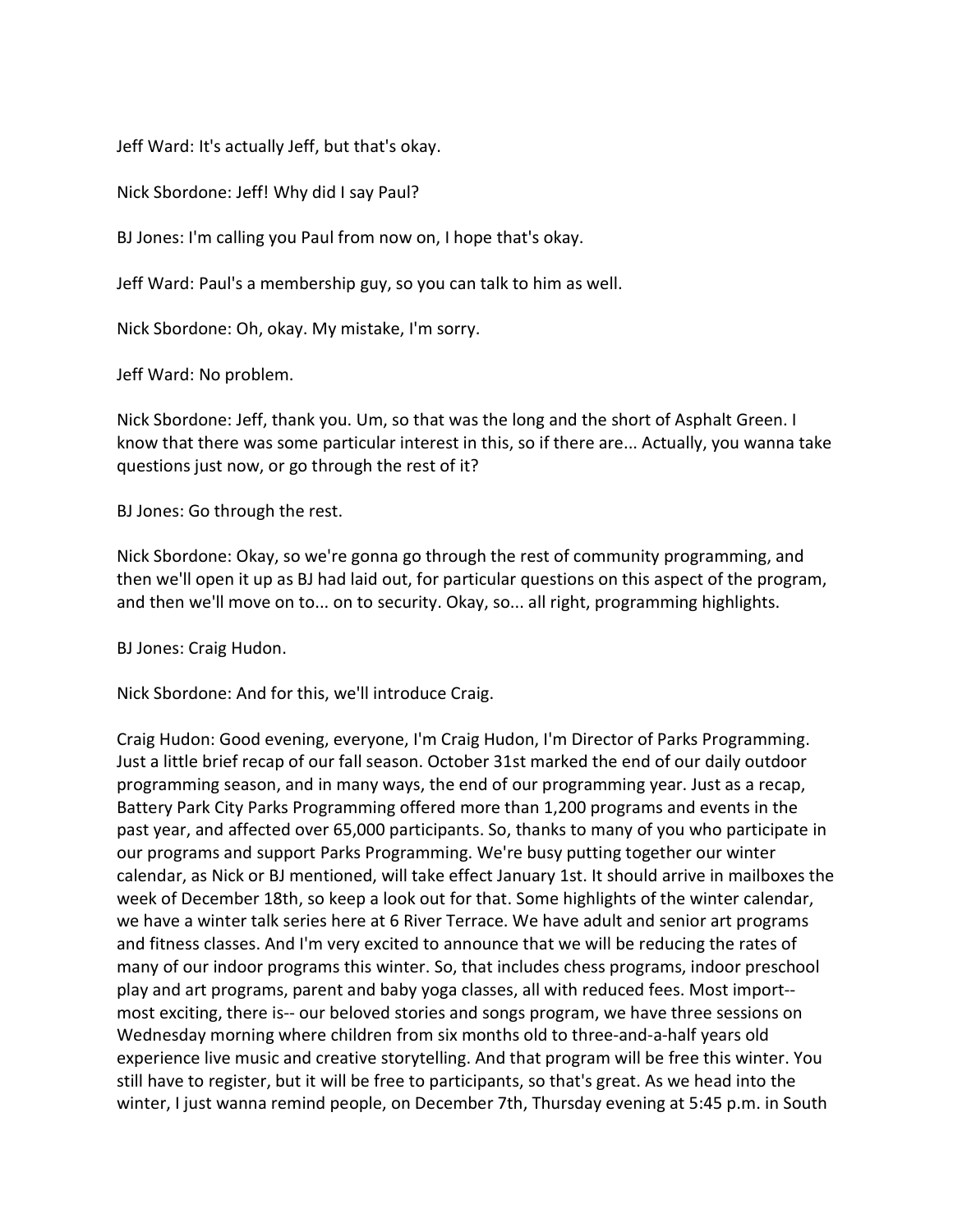Jeff Ward: It's actually Jeff, but that's okay.

Nick Sbordone: Jeff! Why did I say Paul?

BJ Jones: I'm calling you Paul from now on, I hope that's okay.

Jeff Ward: Paul's a membership guy, so you can talk to him as well.

Nick Sbordone: Oh, okay. My mistake, I'm sorry.

Jeff Ward: No problem.

Nick Sbordone: Jeff, thank you. Um, so that was the long and the short of Asphalt Green. I know that there was some particular interest in this, so if there are... Actually, you wanna take questions just now, or go through the rest of it?

BJ Jones: Go through the rest.

Nick Sbordone: Okay, so we're gonna go through the rest of community programming, and then we'll open it up as BJ had laid out, for particular questions on this aspect of the program, and then we'll move on to... on to security. Okay, so... all right, programming highlights.

BJ Jones: Craig Hudon.

Nick Sbordone: And for this, we'll introduce Craig.

Craig Hudon: Good evening, everyone, I'm Craig Hudon, I'm Director of Parks Programming. Just a little brief recap of our fall season. October 31st marked the end of our daily outdoor programming season, and in many ways, the end of our programming year. Just as a recap, Battery Park City Parks Programming offered more than 1,200 programs and events in the past year, and affected over 65,000 participants. So, thanks to many of you who participate in our programs and support Parks Programming. We're busy putting together our winter calendar, as Nick or BJ mentioned, will take effect January 1st. It should arrive in mailboxes the week of December 18th, so keep a look out for that. Some highlights of the winter calendar, we have a winter talk series here at 6 River Terrace. We have adult and senior art programs and fitness classes. And I'm very excited to announce that we will be reducing the rates of many of our indoor programs this winter. So, that includes chess programs, indoor preschool play and art programs, parent and baby yoga classes, all with reduced fees. Most import-- most exciting, there is-- our beloved stories and songs program, we have three sessions on Wednesday morning where children from six months old to three-and-a-half years old experience live music and creative storytelling. And that program will be free this winter. You still have to register, but it will be free to participants, so that's great. As we head into the winter, I just wanna remind people, on December 7th, Thursday evening at 5:45 p.m. in South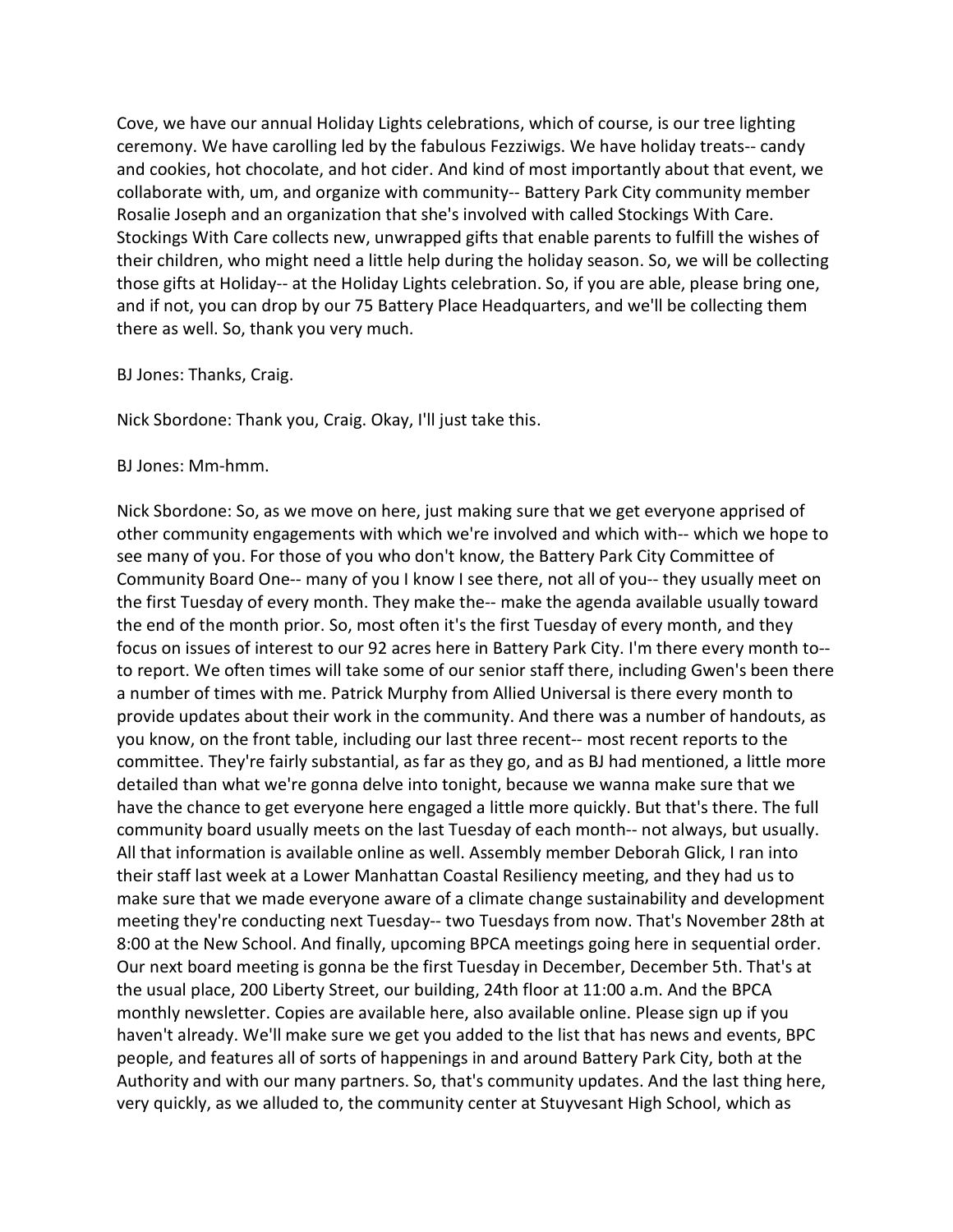Cove, we have our annual Holiday Lights celebrations, which of course, is our tree lighting ceremony. We have carolling led by the fabulous Fezziwigs. We have holiday treats-- candy and cookies, hot chocolate, and hot cider. And kind of most importantly about that event, we collaborate with, um, and organize with community-- Battery Park City community member Rosalie Joseph and an organization that she's involved with called Stockings With Care. Stockings With Care collects new, unwrapped gifts that enable parents to fulfill the wishes of their children, who might need a little help during the holiday season. So, we will be collecting those gifts at Holiday-- at the Holiday Lights celebration. So, if you are able, please bring one, and if not, you can drop by our 75 Battery Place Headquarters, and we'll be collecting them there as well. So, thank you very much.

BJ Jones: Thanks, Craig.

Nick Sbordone: Thank you, Craig. Okay, I'll just take this.

BJ Jones: Mm-hmm.

Nick Sbordone: So, as we move on here, just making sure that we get everyone apprised of other community engagements with which we're involved and which with-- which we hope to see many of you. For those of you who don't know, the Battery Park City Committee of Community Board One-- many of you I know I see there, not all of you-- they usually meet on the first Tuesday of every month. They make the-- make the agenda available usually toward the end of the month prior. So, most often it's the first Tuesday of every month, and they focus on issues of interest to our 92 acres here in Battery Park City. I'm there every month to-- to report. We often times will take some of our senior staff there, including Gwen's been there a number of times with me. Patrick Murphy from Allied Universal is there every month to provide updates about their work in the community. And there was a number of handouts, as you know, on the front table, including our last three recent-- most recent reports to the committee. They're fairly substantial, as far as they go, and as BJ had mentioned, a little more detailed than what we're gonna delve into tonight, because we wanna make sure that we have the chance to get everyone here engaged a little more quickly. But that's there. The full community board usually meets on the last Tuesday of each month-- not always, but usually. All that information is available online as well. Assembly member Deborah Glick, I ran into their staff last week at a Lower Manhattan Coastal Resiliency meeting, and they had us to make sure that we made everyone aware of a climate change sustainability and development meeting they're conducting next Tuesday-- two Tuesdays from now. That's November 28th at 8:00 at the New School. And finally, upcoming BPCA meetings going here in sequential order. Our next board meeting is gonna be the first Tuesday in December, December 5th. That's at the usual place, 200 Liberty Street, our building, 24th floor at 11:00 a.m. And the BPCA monthly newsletter. Copies are available here, also available online. Please sign up if you haven't already. We'll make sure we get you added to the list that has news and events, BPC people, and features all of sorts of happenings in and around Battery Park City, both at the Authority and with our many partners. So, that's community updates. And the last thing here, very quickly, as we alluded to, the community center at Stuyvesant High School, which as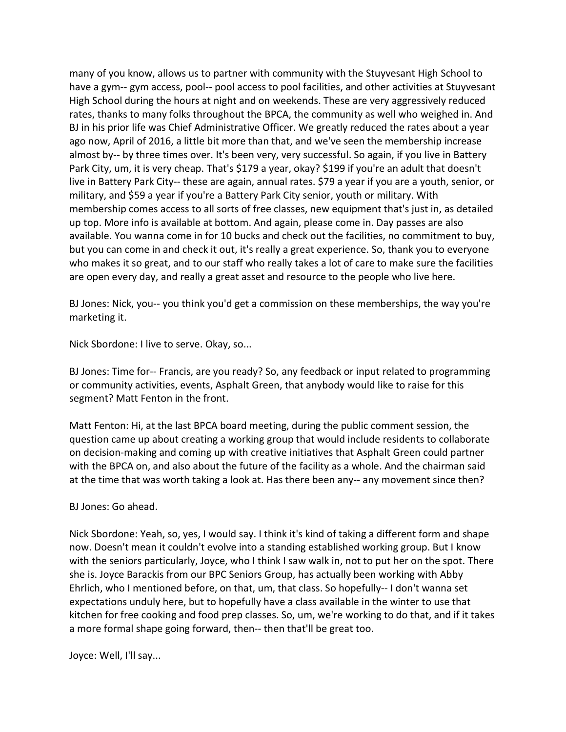many of you know, allows us to partner with community with the Stuyvesant High School to have a gym-- gym access, pool-- pool access to pool facilities, and other activities at Stuyvesant High School during the hours at night and on weekends. These are very aggressively reduced rates, thanks to many folks throughout the BPCA, the community as well who weighed in. And BJ in his prior life was Chief Administrative Officer. We greatly reduced the rates about a year ago now, April of 2016, a little bit more than that, and we've seen the membership increase almost by-- by three times over. It's been very, very successful. So again, if you live in Battery Park City, um, it is very cheap. That's $179 a year, okay? $199 if you're an adult that doesn't live in Battery Park City-- these are again, annual rates. $79 a year if you are a youth, senior, or military, and $59 a year if you're a Battery Park City senior, youth or military. With membership comes access to all sorts of free classes, new equipment that's just in, as detailed up top. More info is available at bottom. And again, please come in. Day passes are also available. You wanna come in for 10 bucks and check out the facilities, no commitment to buy, but you can come in and check it out, it's really a great experience. So, thank you to everyone who makes it so great, and to our staff who really takes a lot of care to make sure the facilities are open every day, and really a great asset and resource to the people who live here.

BJ Jones: Nick, you-- you think you'd get a commission on these memberships, the way you're marketing it.

Nick Sbordone: I live to serve. Okay, so...

BJ Jones: Time for-- Francis, are you ready? So, any feedback or input related to programming or community activities, events, Asphalt Green, that anybody would like to raise for this segment? Matt Fenton in the front.

Matt Fenton: Hi, at the last BPCA board meeting, during the public comment session, the question came up about creating a working group that would include residents to collaborate on decision-making and coming up with creative initiatives that Asphalt Green could partner with the BPCA on, and also about the future of the facility as a whole. And the chairman said at the time that was worth taking a look at. Has there been any-- any movement since then?

BJ Jones: Go ahead.

Nick Sbordone: Yeah, so, yes, I would say. I think it's kind of taking a different form and shape now. Doesn't mean it couldn't evolve into a standing established working group. But I know with the seniors particularly, Joyce, who I think I saw walk in, not to put her on the spot. There she is. Joyce Barackis from our BPC Seniors Group, has actually been working with Abby Ehrlich, who I mentioned before, on that, um, that class. So hopefully-- I don't wanna set expectations unduly here, but to hopefully have a class available in the winter to use that kitchen for free cooking and food prep classes. So, um, we're working to do that, and if it takes a more formal shape going forward, then-- then that'll be great too.

Joyce: Well, I'll say...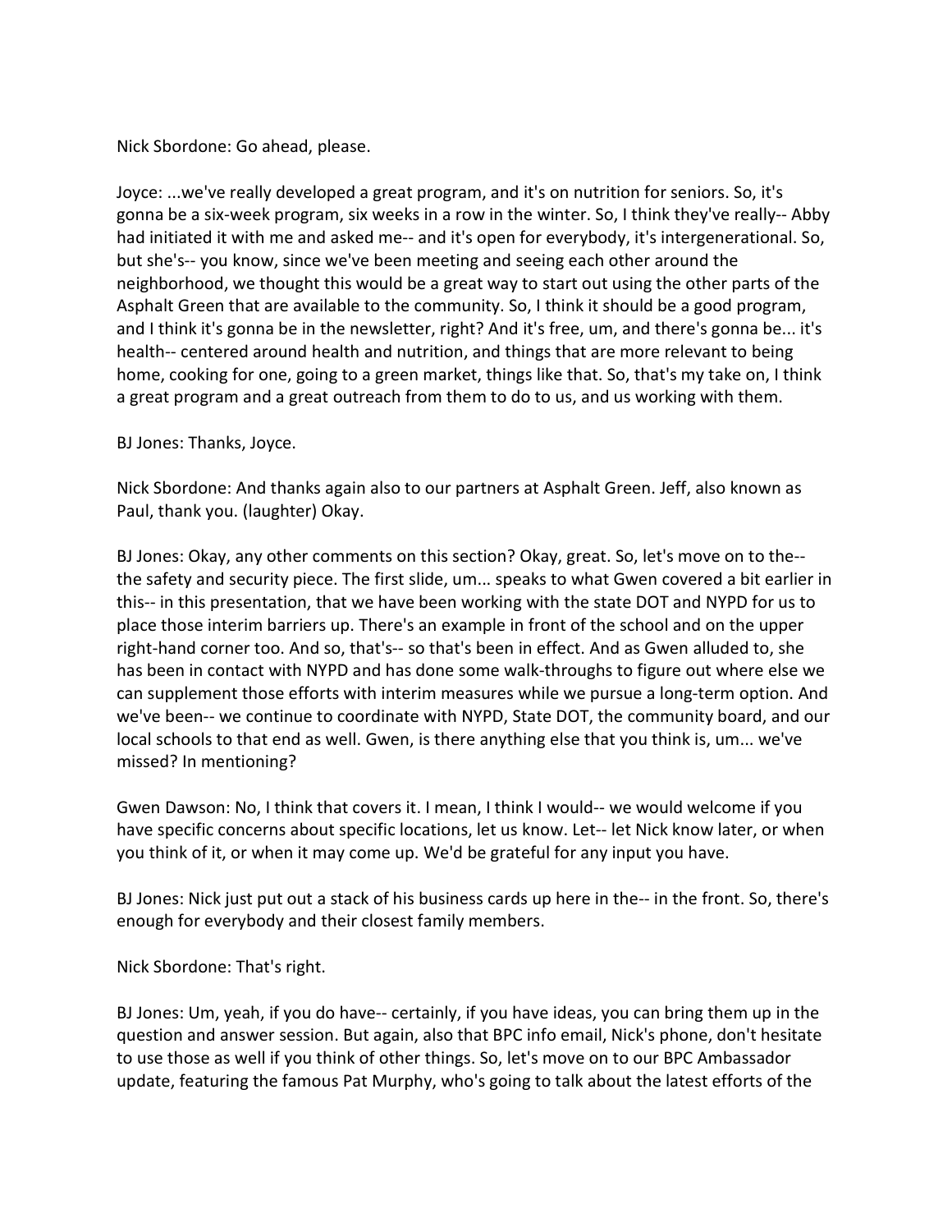Nick Sbordone: Go ahead, please.

Joyce: ...we've really developed a great program, and it's on nutrition for seniors. So, it's gonna be a six-week program, six weeks in a row in the winter. So, I think they've really-- Abby had initiated it with me and asked me-- and it's open for everybody, it's intergenerational. So, but she's-- you know, since we've been meeting and seeing each other around the neighborhood, we thought this would be a great way to start out using the other parts of the Asphalt Green that are available to the community. So, I think it should be a good program, and I think it's gonna be in the newsletter, right? And it's free, um, and there's gonna be... it's health-- centered around health and nutrition, and things that are more relevant to being home, cooking for one, going to a green market, things like that. So, that's my take on, I think a great program and a great outreach from them to do to us, and us working with them.

BJ Jones: Thanks, Joyce.

Nick Sbordone: And thanks again also to our partners at Asphalt Green. Jeff, also known as Paul, thank you. (laughter) Okay.

BJ Jones: Okay, any other comments on this section? Okay, great. So, let's move on to the-- the safety and security piece. The first slide, um... speaks to what Gwen covered a bit earlier in this-- in this presentation, that we have been working with the state DOT and NYPD for us to place those interim barriers up. There's an example in front of the school and on the upper right-hand corner too. And so, that's-- so that's been in effect. And as Gwen alluded to, she has been in contact with NYPD and has done some walk-throughs to figure out where else we can supplement those efforts with interim measures while we pursue a long-term option. And we've been-- we continue to coordinate with NYPD, State DOT, the community board, and our local schools to that end as well. Gwen, is there anything else that you think is, um... we've missed? In mentioning?

Gwen Dawson: No, I think that covers it. I mean, I think I would-- we would welcome if you have specific concerns about specific locations, let us know. Let-- let Nick know later, or when you think of it, or when it may come up. We'd be grateful for any input you have.

BJ Jones: Nick just put out a stack of his business cards up here in the-- in the front. So, there's enough for everybody and their closest family members.

Nick Sbordone: That's right.

BJ Jones: Um, yeah, if you do have-- certainly, if you have ideas, you can bring them up in the question and answer session. But again, also that BPC info email, Nick's phone, don't hesitate to use those as well if you think of other things. So, let's move on to our BPC Ambassador update, featuring the famous Pat Murphy, who's going to talk about the latest efforts of the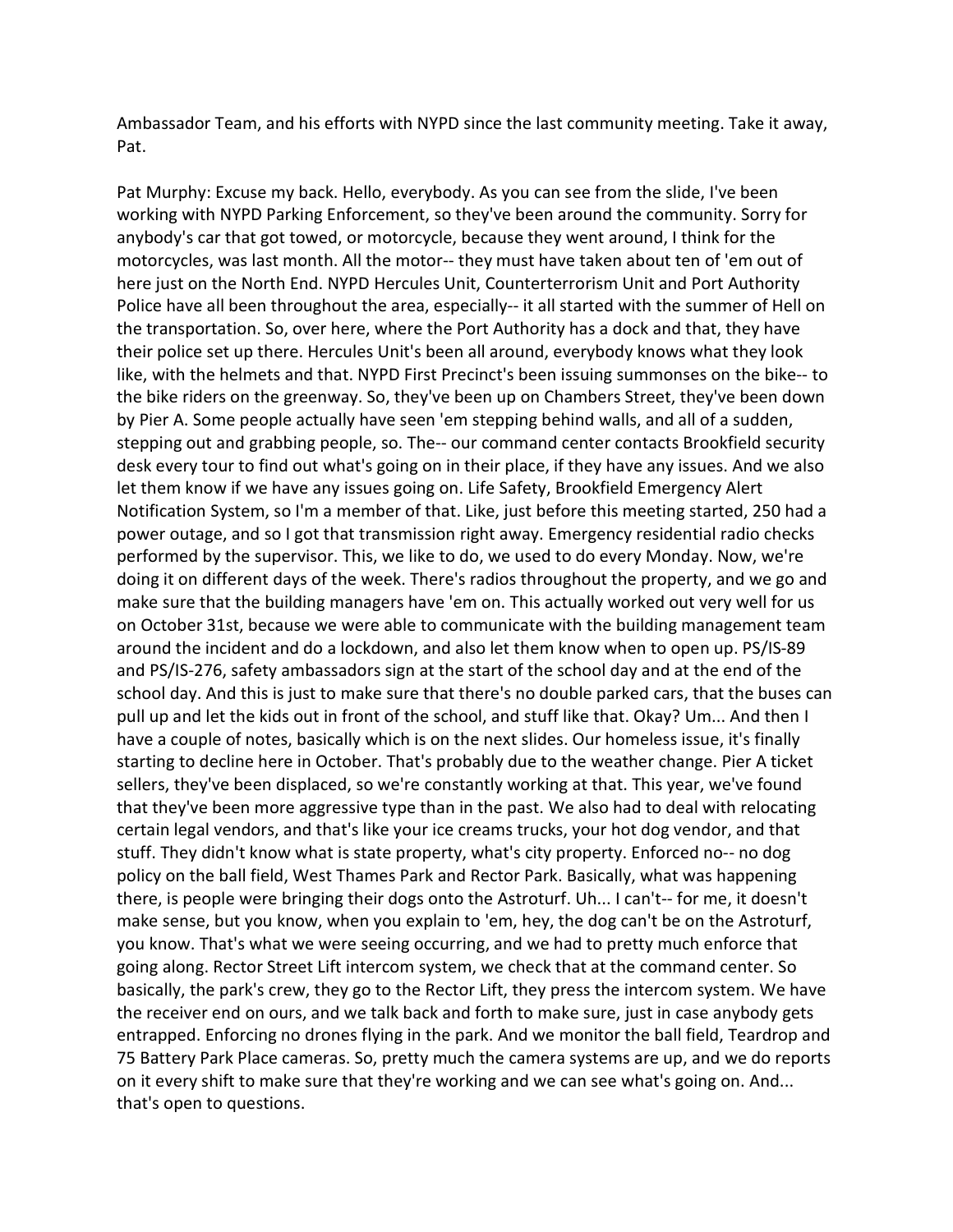Ambassador Team, and his efforts with NYPD since the last community meeting. Take it away, Pat.

Pat Murphy: Excuse my back. Hello, everybody. As you can see from the slide, I've been working with NYPD Parking Enforcement, so they've been around the community. Sorry for anybody's car that got towed, or motorcycle, because they went around, I think for the motorcycles, was last month. All the motor-- they must have taken about ten of 'em out of here just on the North End. NYPD Hercules Unit, Counterterrorism Unit and Port Authority Police have all been throughout the area, especially-- it all started with the summer of Hell on the transportation. So, over here, where the Port Authority has a dock and that, they have their police set up there. Hercules Unit's been all around, everybody knows what they look like, with the helmets and that. NYPD First Precinct's been issuing summonses on the bike-- to the bike riders on the greenway. So, they've been up on Chambers Street, they've been down by Pier A. Some people actually have seen 'em stepping behind walls, and all of a sudden, stepping out and grabbing people, so. The-- our command center contacts Brookfield security desk every tour to find out what's going on in their place, if they have any issues. And we also let them know if we have any issues going on. Life Safety, Brookfield Emergency Alert Notification System, so I'm a member of that. Like, just before this meeting started, 250 had a power outage, and so I got that transmission right away. Emergency residential radio checks performed by the supervisor. This, we like to do, we used to do every Monday. Now, we're doing it on different days of the week. There's radios throughout the property, and we go and make sure that the building managers have 'em on. This actually worked out very well for us on October 31st, because we were able to communicate with the building management team around the incident and do a lockdown, and also let them know when to open up. PS/IS-89 and PS/IS-276, safety ambassadors sign at the start of the school day and at the end of the school day. And this is just to make sure that there's no double parked cars, that the buses can pull up and let the kids out in front of the school, and stuff like that. Okay? Um... And then I have a couple of notes, basically which is on the next slides. Our homeless issue, it's finally starting to decline here in October. That's probably due to the weather change. Pier A ticket sellers, they've been displaced, so we're constantly working at that. This year, we've found that they've been more aggressive type than in the past. We also had to deal with relocating certain legal vendors, and that's like your ice creams trucks, your hot dog vendor, and that stuff. They didn't know what is state property, what's city property. Enforced no-- no dog policy on the ball field, West Thames Park and Rector Park. Basically, what was happening there, is people were bringing their dogs onto the Astroturf. Uh... I can't-- for me, it doesn't make sense, but you know, when you explain to 'em, hey, the dog can't be on the Astroturf, you know. That's what we were seeing occurring, and we had to pretty much enforce that going along. Rector Street Lift intercom system, we check that at the command center. So basically, the park's crew, they go to the Rector Lift, they press the intercom system. We have the receiver end on ours, and we talk back and forth to make sure, just in case anybody gets entrapped. Enforcing no drones flying in the park. And we monitor the ball field, Teardrop and 75 Battery Park Place cameras. So, pretty much the camera systems are up, and we do reports on it every shift to make sure that they're working and we can see what's going on. And... that's open to questions.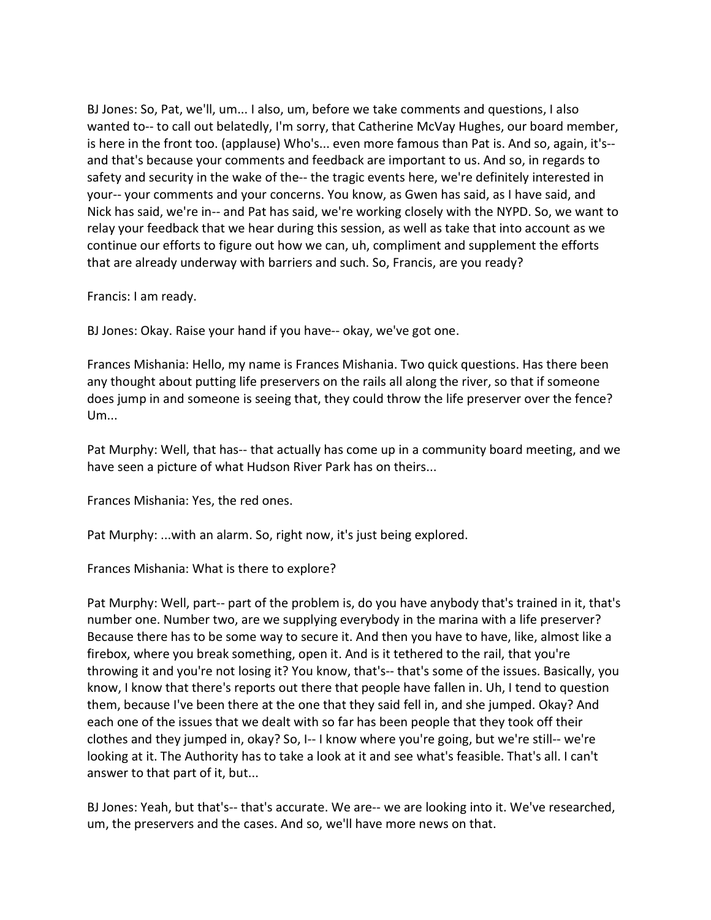BJ Jones: So, Pat, we'll, um... I also, um, before we take comments and questions, I also wanted to-- to call out belatedly, I'm sorry, that Catherine McVay Hughes, our board member, is here in the front too. (applause) Who's... even more famous than Pat is. And so, again, it's-- and that's because your comments and feedback are important to us. And so, in regards to safety and security in the wake of the-- the tragic events here, we're definitely interested in your-- your comments and your concerns. You know, as Gwen has said, as I have said, and Nick has said, we're in-- and Pat has said, we're working closely with the NYPD. So, we want to relay your feedback that we hear during this session, as well as take that into account as we continue our efforts to figure out how we can, uh, compliment and supplement the efforts that are already underway with barriers and such. So, Francis, are you ready?

Francis: I am ready.

BJ Jones: Okay. Raise your hand if you have-- okay, we've got one.

Frances Mishania: Hello, my name is Frances Mishania. Two quick questions. Has there been any thought about putting life preservers on the rails all along the river, so that if someone does jump in and someone is seeing that, they could throw the life preserver over the fence? Um...

Pat Murphy: Well, that has-- that actually has come up in a community board meeting, and we have seen a picture of what Hudson River Park has on theirs...

Frances Mishania: Yes, the red ones.

Pat Murphy: ...with an alarm. So, right now, it's just being explored.

Frances Mishania: What is there to explore?

Pat Murphy: Well, part-- part of the problem is, do you have anybody that's trained in it, that's number one. Number two, are we supplying everybody in the marina with a life preserver? Because there has to be some way to secure it. And then you have to have, like, almost like a firebox, where you break something, open it. And is it tethered to the rail, that you're throwing it and you're not losing it? You know, that's-- that's some of the issues. Basically, you know, I know that there's reports out there that people have fallen in. Uh, I tend to question them, because I've been there at the one that they said fell in, and she jumped. Okay? And each one of the issues that we dealt with so far has been people that they took off their clothes and they jumped in, okay? So, I-- I know where you're going, but we're still-- we're looking at it. The Authority has to take a look at it and see what's feasible. That's all. I can't answer to that part of it, but...

BJ Jones: Yeah, but that's-- that's accurate. We are-- we are looking into it. We've researched, um, the preservers and the cases. And so, we'll have more news on that.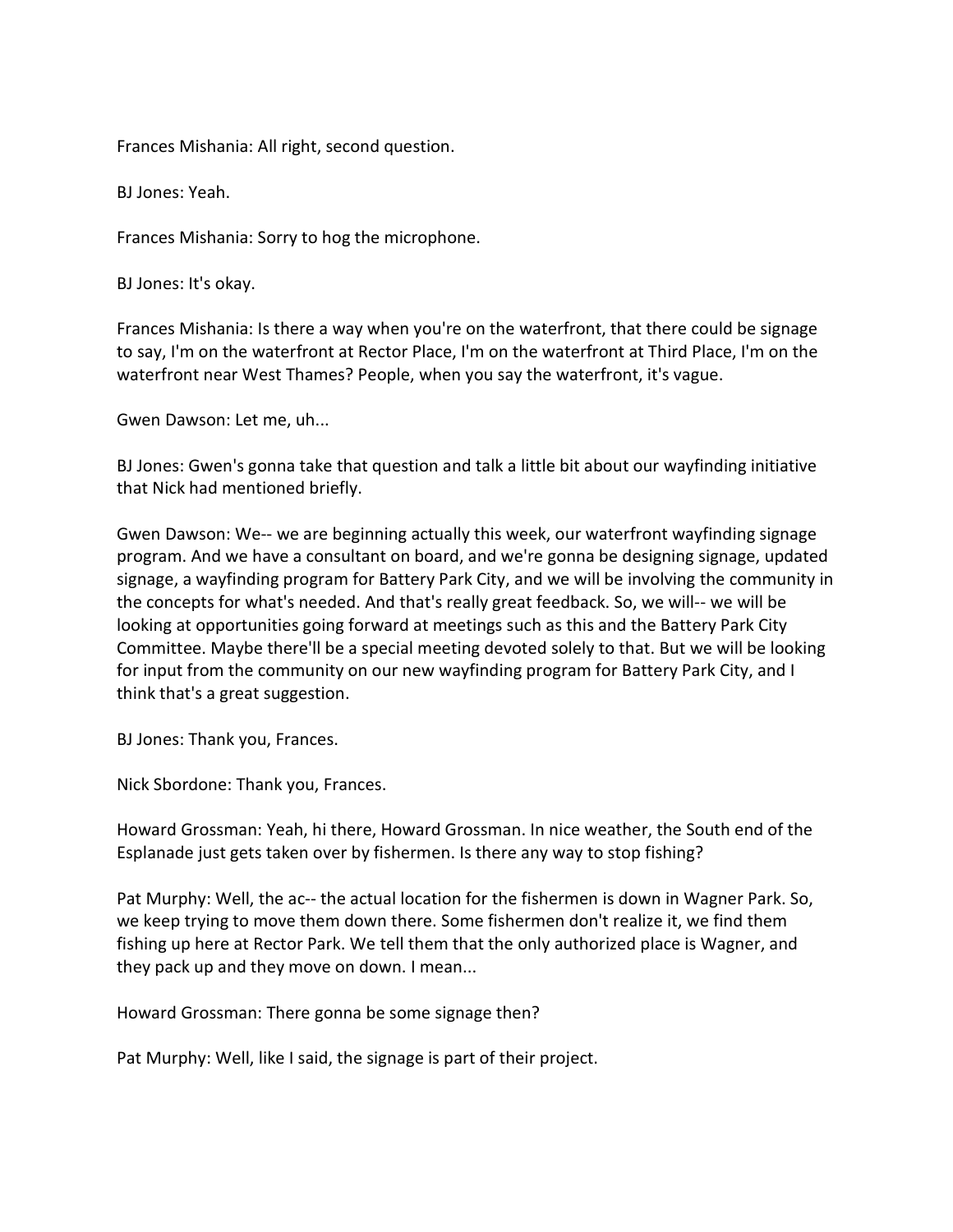Frances Mishania: All right, second question.

BJ Jones: Yeah.

Frances Mishania: Sorry to hog the microphone.

BJ Jones: It's okay.

Frances Mishania: Is there a way when you're on the waterfront, that there could be signage to say, I'm on the waterfront at Rector Place, I'm on the waterfront at Third Place, I'm on the waterfront near West Thames? People, when you say the waterfront, it's vague.

Gwen Dawson: Let me, uh...

BJ Jones: Gwen's gonna take that question and talk a little bit about our wayfinding initiative that Nick had mentioned briefly.

Gwen Dawson: We-- we are beginning actually this week, our waterfront wayfinding signage program. And we have a consultant on board, and we're gonna be designing signage, updated signage, a wayfinding program for Battery Park City, and we will be involving the community in the concepts for what's needed. And that's really great feedback. So, we will-- we will be looking at opportunities going forward at meetings such as this and the Battery Park City Committee. Maybe there'll be a special meeting devoted solely to that. But we will be looking for input from the community on our new wayfinding program for Battery Park City, and I think that's a great suggestion.

BJ Jones: Thank you, Frances.

Nick Sbordone: Thank you, Frances.

Howard Grossman: Yeah, hi there, Howard Grossman. In nice weather, the South end of the Esplanade just gets taken over by fishermen. Is there any way to stop fishing?

Pat Murphy: Well, the ac-- the actual location for the fishermen is down in Wagner Park. So, we keep trying to move them down there. Some fishermen don't realize it, we find them fishing up here at Rector Park. We tell them that the only authorized place is Wagner, and they pack up and they move on down. I mean...

Howard Grossman: There gonna be some signage then?

Pat Murphy: Well, like I said, the signage is part of their project.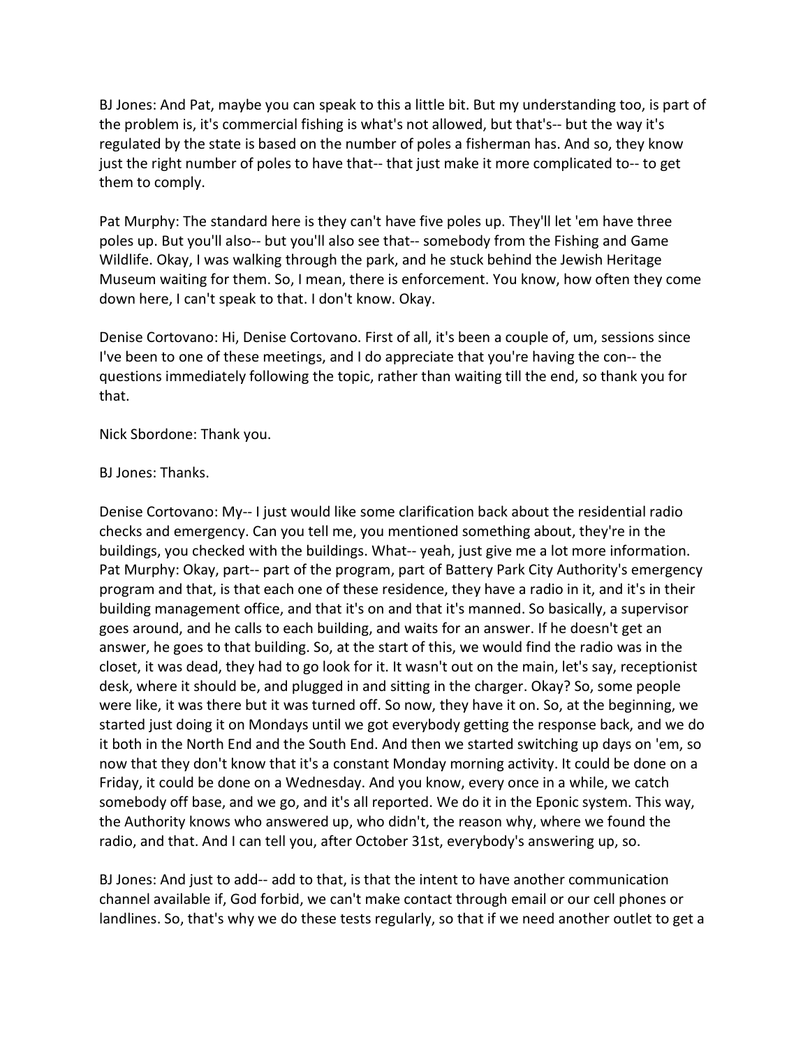BJ Jones: And Pat, maybe you can speak to this a little bit. But my understanding too, is part of the problem is, it's commercial fishing is what's not allowed, but that's-- but the way it's regulated by the state is based on the number of poles a fisherman has. And so, they know just the right number of poles to have that-- that just make it more complicated to-- to get them to comply.

Pat Murphy: The standard here is they can't have five poles up. They'll let 'em have three poles up. But you'll also-- but you'll also see that-- somebody from the Fishing and Game Wildlife. Okay, I was walking through the park, and he stuck behind the Jewish Heritage Museum waiting for them. So, I mean, there is enforcement. You know, how often they come down here, I can't speak to that. I don't know. Okay.

Denise Cortovano: Hi, Denise Cortovano. First of all, it's been a couple of, um, sessions since I've been to one of these meetings, and I do appreciate that you're having the con-- the questions immediately following the topic, rather than waiting till the end, so thank you for that.

Nick Sbordone: Thank you.

BJ Jones: Thanks.

Denise Cortovano: My-- I just would like some clarification back about the residential radio checks and emergency. Can you tell me, you mentioned something about, they're in the buildings, you checked with the buildings. What-- yeah, just give me a lot more information.

Pat Murphy: Okay, part-- part of the program, part of Battery Park City Authority's emergency program and that, is that each one of these residence, they have a radio in it, and it's in their building management office, and that it's on and that it's manned. So basically, a supervisor goes around, and he calls to each building, and waits for an answer. If he doesn't get an answer, he goes to that building. So, at the start of this, we would find the radio was in the closet, it was dead, they had to go look for it. It wasn't out on the main, let's say, receptionist desk, where it should be, and plugged in and sitting in the charger. Okay? So, some people were like, it was there but it was turned off. So now, they have it on. So, at the beginning, we started just doing it on Mondays until we got everybody getting the response back, and we do it both in the North End and the South End. And then we started switching up days on 'em, so now that they don't know that it's a constant Monday morning activity. It could be done on a Friday, it could be done on a Wednesday. And you know, every once in a while, we catch somebody off base, and we go, and it's all reported. We do it in the Eponic system. This way, the Authority knows who answered up, who didn't, the reason why, where we found the radio, and that. And I can tell you, after October 31st, everybody's answering up, so.

BJ Jones: And just to add-- add to that, is that the intent to have another communication channel available if, God forbid, we can't make contact through email or our cell phones or landlines. So, that's why we do these tests regularly, so that if we need another outlet to get a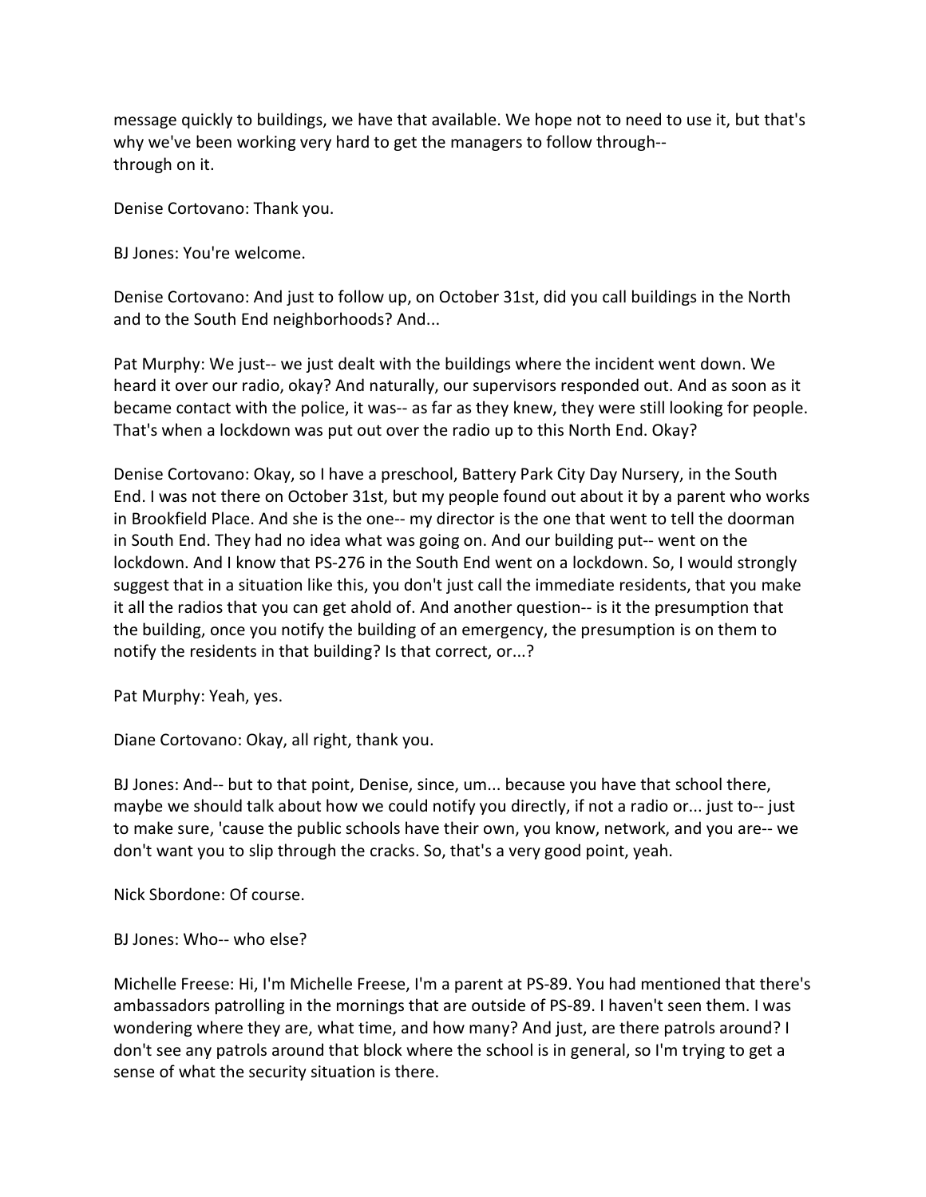message quickly to buildings, we have that available. We hope not to need to use it, but that's why we've been working very hard to get the managers to follow through-- through on it.

Denise Cortovano: Thank you.

BJ Jones: You're welcome.

Denise Cortovano: And just to follow up, on October 31st, did you call buildings in the North and to the South End neighborhoods? And...

Pat Murphy: We just-- we just dealt with the buildings where the incident went down. We heard it over our radio, okay? And naturally, our supervisors responded out. And as soon as it became contact with the police, it was-- as far as they knew, they were still looking for people. That's when a lockdown was put out over the radio up to this North End. Okay?

Denise Cortovano: Okay, so I have a preschool, Battery Park City Day Nursery, in the South End. I was not there on October 31st, but my people found out about it by a parent who works in Brookfield Place. And she is the one-- my director is the one that went to tell the doorman in South End. They had no idea what was going on. And our building put-- went on the lockdown. And I know that PS-276 in the South End went on a lockdown. So, I would strongly suggest that in a situation like this, you don't just call the immediate residents, that you make it all the radios that you can get ahold of. And another question-- is it the presumption that the building, once you notify the building of an emergency, the presumption is on them to notify the residents in that building? Is that correct, or...?

Pat Murphy: Yeah, yes.

Diane Cortovano: Okay, all right, thank you.

BJ Jones: And-- but to that point, Denise, since, um... because you have that school there, maybe we should talk about how we could notify you directly, if not a radio or... just to-- just to make sure, 'cause the public schools have their own, you know, network, and you are-- we don't want you to slip through the cracks. So, that's a very good point, yeah.

Nick Sbordone: Of course.

BJ Jones: Who-- who else?

Michelle Freese: Hi, I'm Michelle Freese, I'm a parent at PS-89. You had mentioned that there's ambassadors patrolling in the mornings that are outside of PS-89. I haven't seen them. I was wondering where they are, what time, and how many? And just, are there patrols around? I don't see any patrols around that block where the school is in general, so I'm trying to get a sense of what the security situation is there.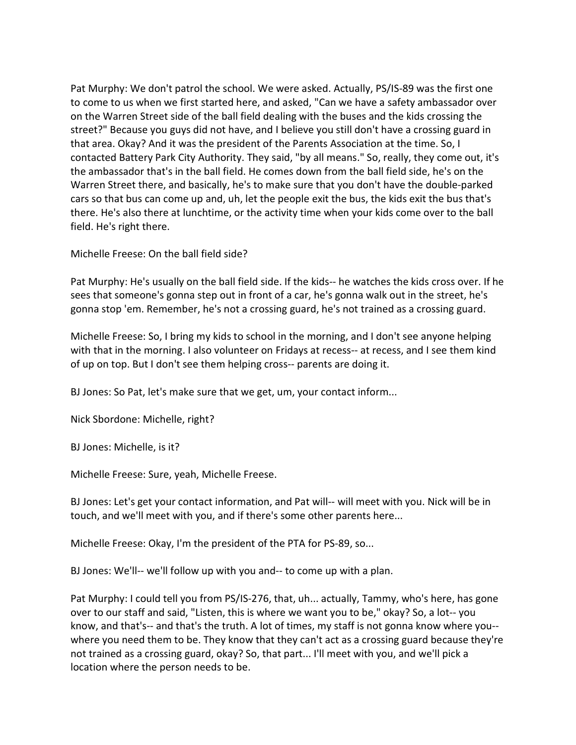Pat Murphy: We don't patrol the school. We were asked. Actually, PS/IS-89 was the first one to come to us when we first started here, and asked, "Can we have a safety ambassador over on the Warren Street side of the ball field dealing with the buses and the kids crossing the street?" Because you guys did not have, and I believe you still don't have a crossing guard in that area. Okay? And it was the president of the Parents Association at the time. So, I contacted Battery Park City Authority. They said, "by all means." So, really, they come out, it's the ambassador that's in the ball field. He comes down from the ball field side, he's on the Warren Street there, and basically, he's to make sure that you don't have the double-parked cars so that bus can come up and, uh, let the people exit the bus, the kids exit the bus that's there. He's also there at lunchtime, or the activity time when your kids come over to the ball field. He's right there.

Michelle Freese: On the ball field side?

Pat Murphy: He's usually on the ball field side. If the kids-- he watches the kids cross over. If he sees that someone's gonna step out in front of a car, he's gonna walk out in the street, he's gonna stop 'em. Remember, he's not a crossing guard, he's not trained as a crossing guard.

Michelle Freese: So, I bring my kids to school in the morning, and I don't see anyone helping with that in the morning. I also volunteer on Fridays at recess-- at recess, and I see them kind of up on top. But I don't see them helping cross-- parents are doing it.

BJ Jones: So Pat, let's make sure that we get, um, your contact inform...

Nick Sbordone: Michelle, right?

BJ Jones: Michelle, is it?

Michelle Freese: Sure, yeah, Michelle Freese.

BJ Jones: Let's get your contact information, and Pat will-- will meet with you. Nick will be in touch, and we'll meet with you, and if there's some other parents here...

Michelle Freese: Okay, I'm the president of the PTA for PS-89, so...

BJ Jones: We'll-- we'll follow up with you and-- to come up with a plan.

Pat Murphy: I could tell you from PS/IS-276, that, uh... actually, Tammy, who's here, has gone over to our staff and said, "Listen, this is where we want you to be," okay? So, a lot-- you know, and that's-- and that's the truth. A lot of times, my staff is not gonna know where you-- where you need them to be. They know that they can't act as a crossing guard because they're not trained as a crossing guard, okay? So, that part... I'll meet with you, and we'll pick a location where the person needs to be.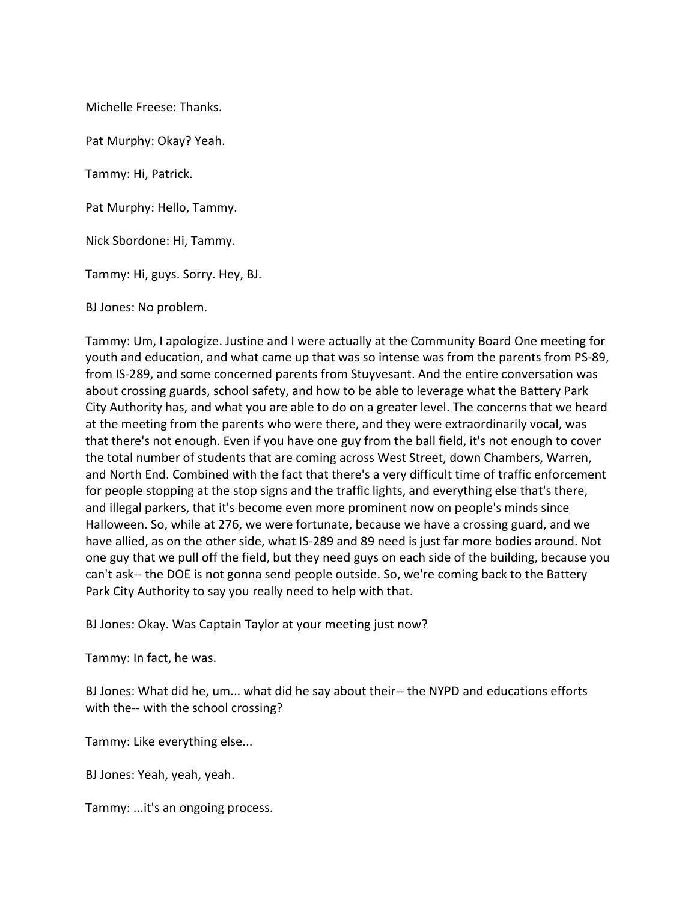Michelle Freese: Thanks.

Pat Murphy: Okay? Yeah.

Tammy: Hi, Patrick.

Pat Murphy: Hello, Tammy.

Nick Sbordone: Hi, Tammy.

Tammy: Hi, guys. Sorry. Hey, BJ.

BJ Jones: No problem.

Tammy: Um, I apologize. Justine and I were actually at the Community Board One meeting for youth and education, and what came up that was so intense was from the parents from PS-89, from IS-289, and some concerned parents from Stuyvesant. And the entire conversation was about crossing guards, school safety, and how to be able to leverage what the Battery Park City Authority has, and what you are able to do on a greater level. The concerns that we heard at the meeting from the parents who were there, and they were extraordinarily vocal, was that there's not enough. Even if you have one guy from the ball field, it's not enough to cover the total number of students that are coming across West Street, down Chambers, Warren, and North End. Combined with the fact that there's a very difficult time of traffic enforcement for people stopping at the stop signs and the traffic lights, and everything else that's there, and illegal parkers, that it's become even more prominent now on people's minds since Halloween. So, while at 276, we were fortunate, because we have a crossing guard, and we have allied, as on the other side, what IS-289 and 89 need is just far more bodies around. Not one guy that we pull off the field, but they need guys on each side of the building, because you can't ask-- the DOE is not gonna send people outside. So, we're coming back to the Battery Park City Authority to say you really need to help with that.

BJ Jones: Okay. Was Captain Taylor at your meeting just now?

Tammy: In fact, he was.

BJ Jones: What did he, um... what did he say about their-- the NYPD and educations efforts with the-- with the school crossing?

Tammy: Like everything else...

BJ Jones: Yeah, yeah, yeah.

Tammy: ...it's an ongoing process.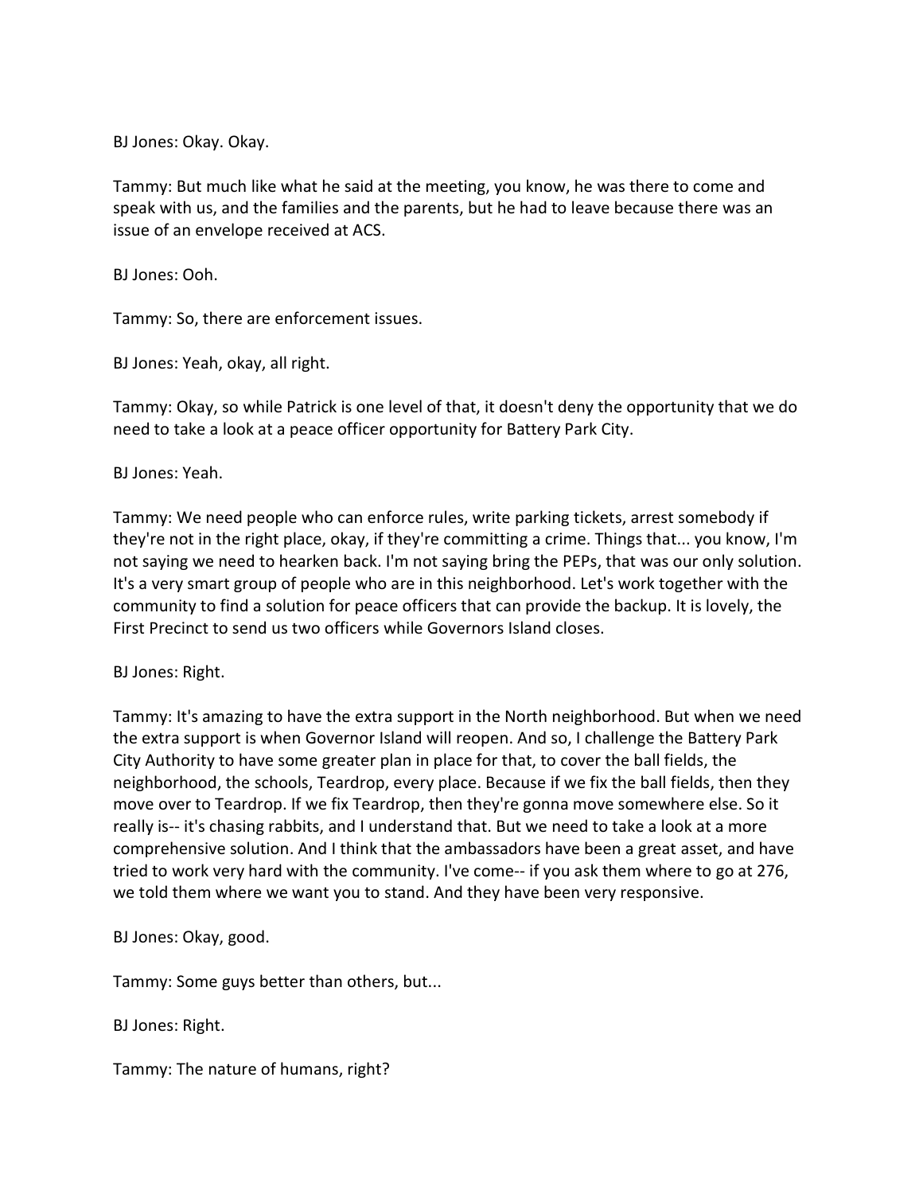BJ Jones: Okay. Okay.

Tammy: But much like what he said at the meeting, you know, he was there to come and speak with us, and the families and the parents, but he had to leave because there was an issue of an envelope received at ACS.

BJ Jones: Ooh.

Tammy: So, there are enforcement issues.

BJ Jones: Yeah, okay, all right.

Tammy: Okay, so while Patrick is one level of that, it doesn't deny the opportunity that we do need to take a look at a peace officer opportunity for Battery Park City.

BJ Jones: Yeah.

Tammy: We need people who can enforce rules, write parking tickets, arrest somebody if they're not in the right place, okay, if they're committing a crime. Things that... you know, I'm not saying we need to hearken back. I'm not saying bring the PEPs, that was our only solution. It's a very smart group of people who are in this neighborhood. Let's work together with the community to find a solution for peace officers that can provide the backup. It is lovely, the First Precinct to send us two officers while Governors Island closes.

BJ Jones: Right.

Tammy: It's amazing to have the extra support in the North neighborhood. But when we need the extra support is when Governor Island will reopen. And so, I challenge the Battery Park City Authority to have some greater plan in place for that, to cover the ball fields, the neighborhood, the schools, Teardrop, every place. Because if we fix the ball fields, then they move over to Teardrop. If we fix Teardrop, then they're gonna move somewhere else. So it really is-- it's chasing rabbits, and I understand that. But we need to take a look at a more comprehensive solution. And I think that the ambassadors have been a great asset, and have tried to work very hard with the community. I've come-- if you ask them where to go at 276, we told them where we want you to stand. And they have been very responsive.

BJ Jones: Okay, good.

Tammy: Some guys better than others, but...

BJ Jones: Right.

Tammy: The nature of humans, right?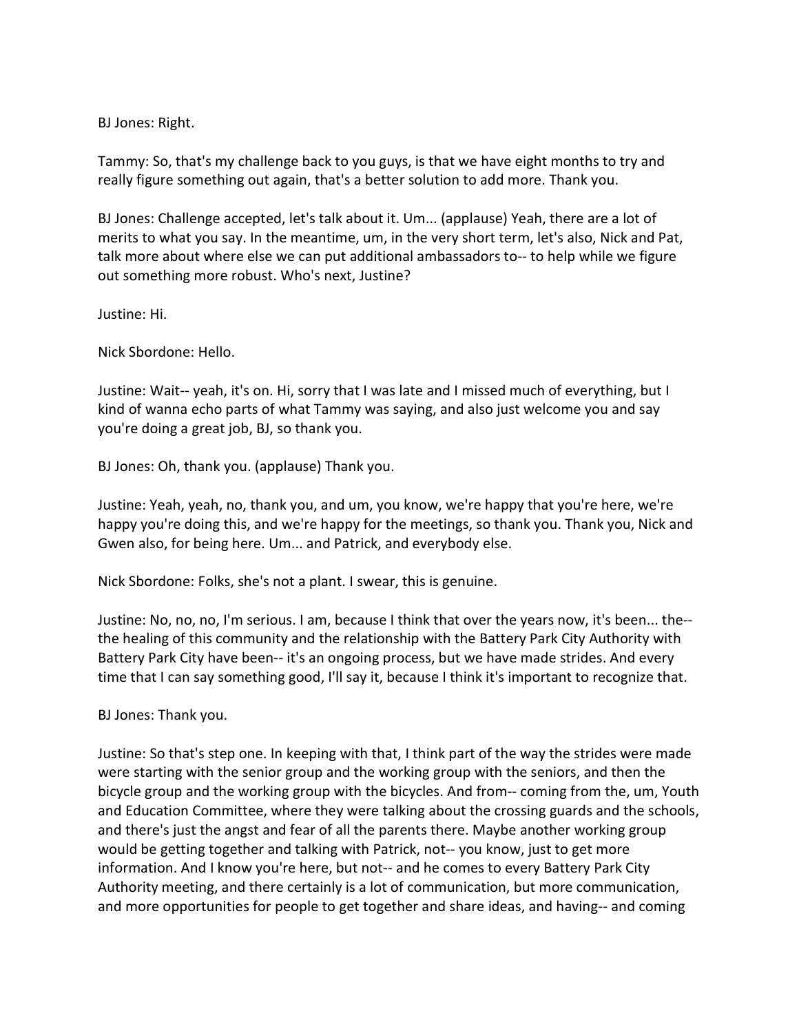BJ Jones: Right.

Tammy: So, that's my challenge back to you guys, is that we have eight months to try and really figure something out again, that's a better solution to add more. Thank you.

BJ Jones: Challenge accepted, let's talk about it. Um... (applause) Yeah, there are a lot of merits to what you say. In the meantime, um, in the very short term, let's also, Nick and Pat, talk more about where else we can put additional ambassadors to-- to help while we figure out something more robust. Who's next, Justine?

Justine: Hi.

Nick Sbordone: Hello.

Justine: Wait-- yeah, it's on. Hi, sorry that I was late and I missed much of everything, but I kind of wanna echo parts of what Tammy was saying, and also just welcome you and say you're doing a great job, BJ, so thank you.

BJ Jones: Oh, thank you. (applause) Thank you.

Justine: Yeah, yeah, no, thank you, and um, you know, we're happy that you're here, we're happy you're doing this, and we're happy for the meetings, so thank you. Thank you, Nick and Gwen also, for being here. Um... and Patrick, and everybody else.

Nick Sbordone: Folks, she's not a plant. I swear, this is genuine.

Justine: No, no, no, I'm serious. I am, because I think that over the years now, it's been... the-- the healing of this community and the relationship with the Battery Park City Authority with Battery Park City have been-- it's an ongoing process, but we have made strides. And every time that I can say something good, I'll say it, because I think it's important to recognize that.

BJ Jones: Thank you.

Justine: So that's step one. In keeping with that, I think part of the way the strides were made were starting with the senior group and the working group with the seniors, and then the bicycle group and the working group with the bicycles. And from-- coming from the, um, Youth and Education Committee, where they were talking about the crossing guards and the schools, and there's just the angst and fear of all the parents there. Maybe another working group would be getting together and talking with Patrick, not-- you know, just to get more information. And I know you're here, but not-- and he comes to every Battery Park City Authority meeting, and there certainly is a lot of communication, but more communication, and more opportunities for people to get together and share ideas, and having-- and coming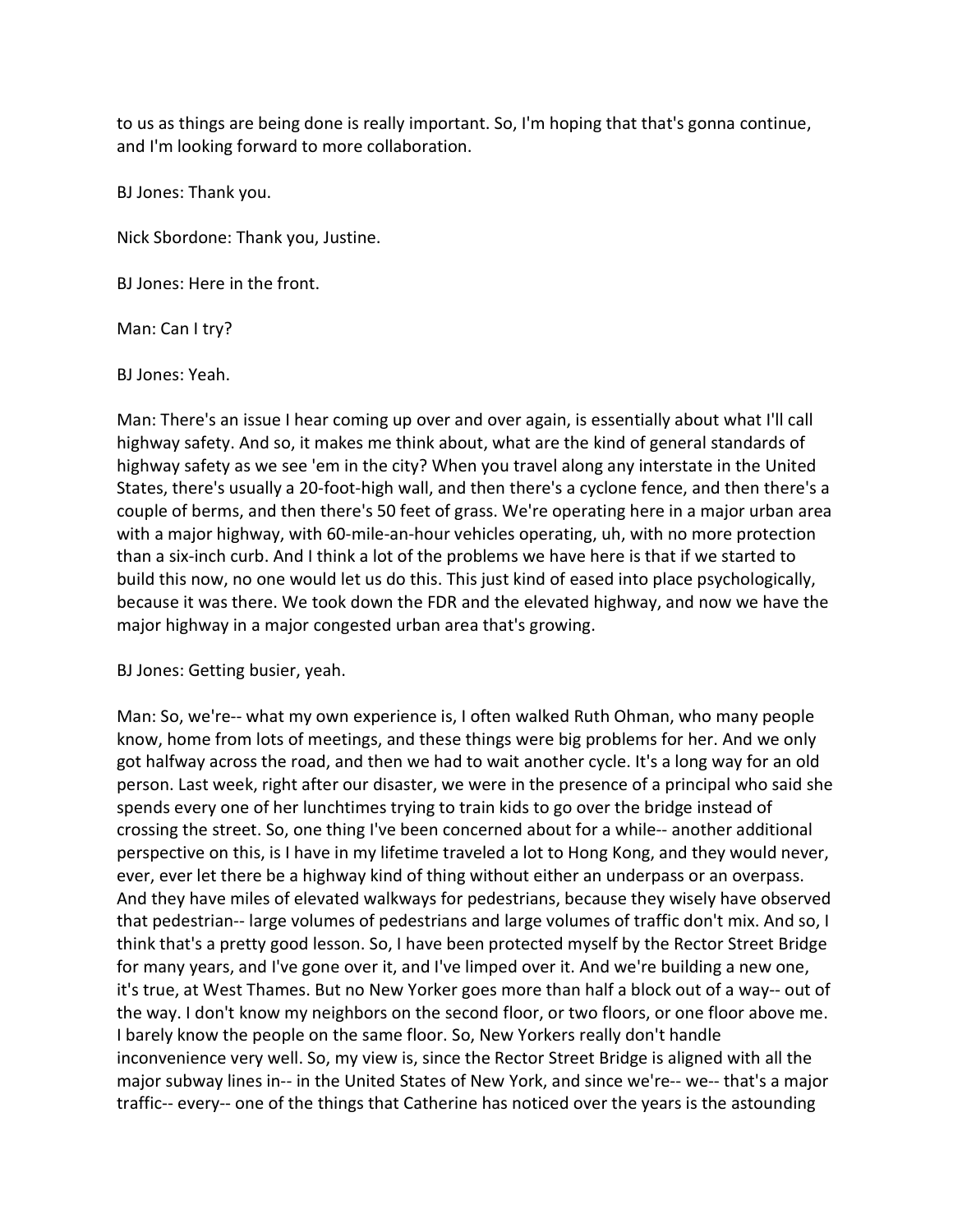to us as things are being done is really important. So, I'm hoping that that's gonna continue, and I'm looking forward to more collaboration.

BJ Jones: Thank you.

Nick Sbordone: Thank you, Justine.

BJ Jones: Here in the front.

Man: Can I try?

BJ Jones: Yeah.

Man: There's an issue I hear coming up over and over again, is essentially about what I'll call highway safety. And so, it makes me think about, what are the kind of general standards of highway safety as we see 'em in the city? When you travel along any interstate in the United States, there's usually a 20-foot-high wall, and then there's a cyclone fence, and then there's a couple of berms, and then there's 50 feet of grass. We're operating here in a major urban area with a major highway, with 60-mile-an-hour vehicles operating, uh, with no more protection than a six-inch curb. And I think a lot of the problems we have here is that if we started to build this now, no one would let us do this. This just kind of eased into place psychologically, because it was there. We took down the FDR and the elevated highway, and now we have the major highway in a major congested urban area that's growing.

BJ Jones: Getting busier, yeah.

Man: So, we're-- what my own experience is, I often walked Ruth Ohman, who many people know, home from lots of meetings, and these things were big problems for her. And we only got halfway across the road, and then we had to wait another cycle. It's a long way for an old person. Last week, right after our disaster, we were in the presence of a principal who said she spends every one of her lunchtimes trying to train kids to go over the bridge instead of crossing the street. So, one thing I've been concerned about for a while-- another additional perspective on this, is I have in my lifetime traveled a lot to Hong Kong, and they would never, ever, ever let there be a highway kind of thing without either an underpass or an overpass. And they have miles of elevated walkways for pedestrians, because they wisely have observed that pedestrian-- large volumes of pedestrians and large volumes of traffic don't mix. And so, I think that's a pretty good lesson. So, I have been protected myself by the Rector Street Bridge for many years, and I've gone over it, and I've limped over it. And we're building a new one, it's true, at West Thames. But no New Yorker goes more than half a block out of a way-- out of the way. I don't know my neighbors on the second floor, or two floors, or one floor above me. I barely know the people on the same floor. So, New Yorkers really don't handle inconvenience very well. So, my view is, since the Rector Street Bridge is aligned with all the major subway lines in-- in the United States of New York, and since we're-- we-- that's a major traffic-- every-- one of the things that Catherine has noticed over the years is the astounding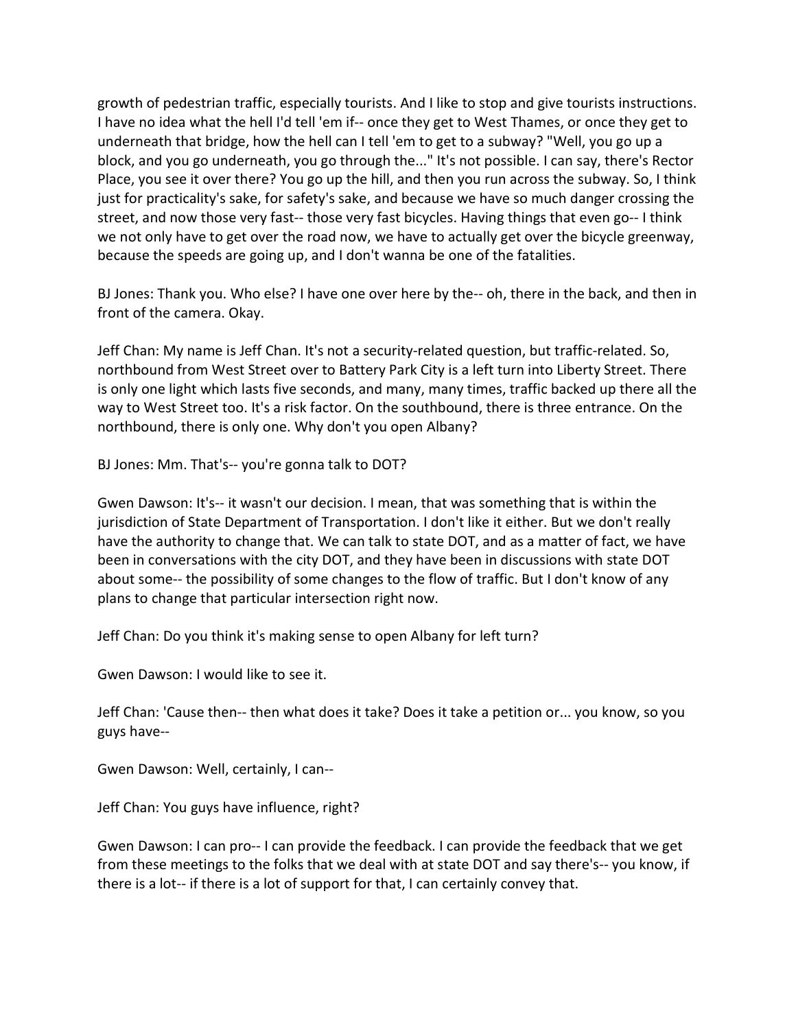growth of pedestrian traffic, especially tourists. And I like to stop and give tourists instructions. I have no idea what the hell I'd tell 'em if-- once they get to West Thames, or once they get to underneath that bridge, how the hell can I tell 'em to get to a subway? "Well, you go up a block, and you go underneath, you go through the..." It's not possible. I can say, there's Rector Place, you see it over there? You go up the hill, and then you run across the subway. So, I think just for practicality's sake, for safety's sake, and because we have so much danger crossing the street, and now those very fast-- those very fast bicycles. Having things that even go-- I think we not only have to get over the road now, we have to actually get over the bicycle greenway, because the speeds are going up, and I don't wanna be one of the fatalities.

BJ Jones: Thank you. Who else? I have one over here by the-- oh, there in the back, and then in front of the camera. Okay.

Jeff Chan: My name is Jeff Chan. It's not a security-related question, but traffic-related. So, northbound from West Street over to Battery Park City is a left turn into Liberty Street. There is only one light which lasts five seconds, and many, many times, traffic backed up there all the way to West Street too. It's a risk factor. On the southbound, there is three entrance. On the northbound, there is only one. Why don't you open Albany?

BJ Jones: Mm. That's-- you're gonna talk to DOT?

Gwen Dawson: It's-- it wasn't our decision. I mean, that was something that is within the jurisdiction of State Department of Transportation. I don't like it either. But we don't really have the authority to change that. We can talk to state DOT, and as a matter of fact, we have been in conversations with the city DOT, and they have been in discussions with state DOT about some-- the possibility of some changes to the flow of traffic. But I don't know of any plans to change that particular intersection right now.

Jeff Chan: Do you think it's making sense to open Albany for left turn?

Gwen Dawson: I would like to see it.

Jeff Chan: 'Cause then-- then what does it take? Does it take a petition or... you know, so you guys have--

Gwen Dawson: Well, certainly, I can--

Jeff Chan: You guys have influence, right?

Gwen Dawson: I can pro-- I can provide the feedback. I can provide the feedback that we get from these meetings to the folks that we deal with at state DOT and say there's-- you know, if there is a lot-- if there is a lot of support for that, I can certainly convey that.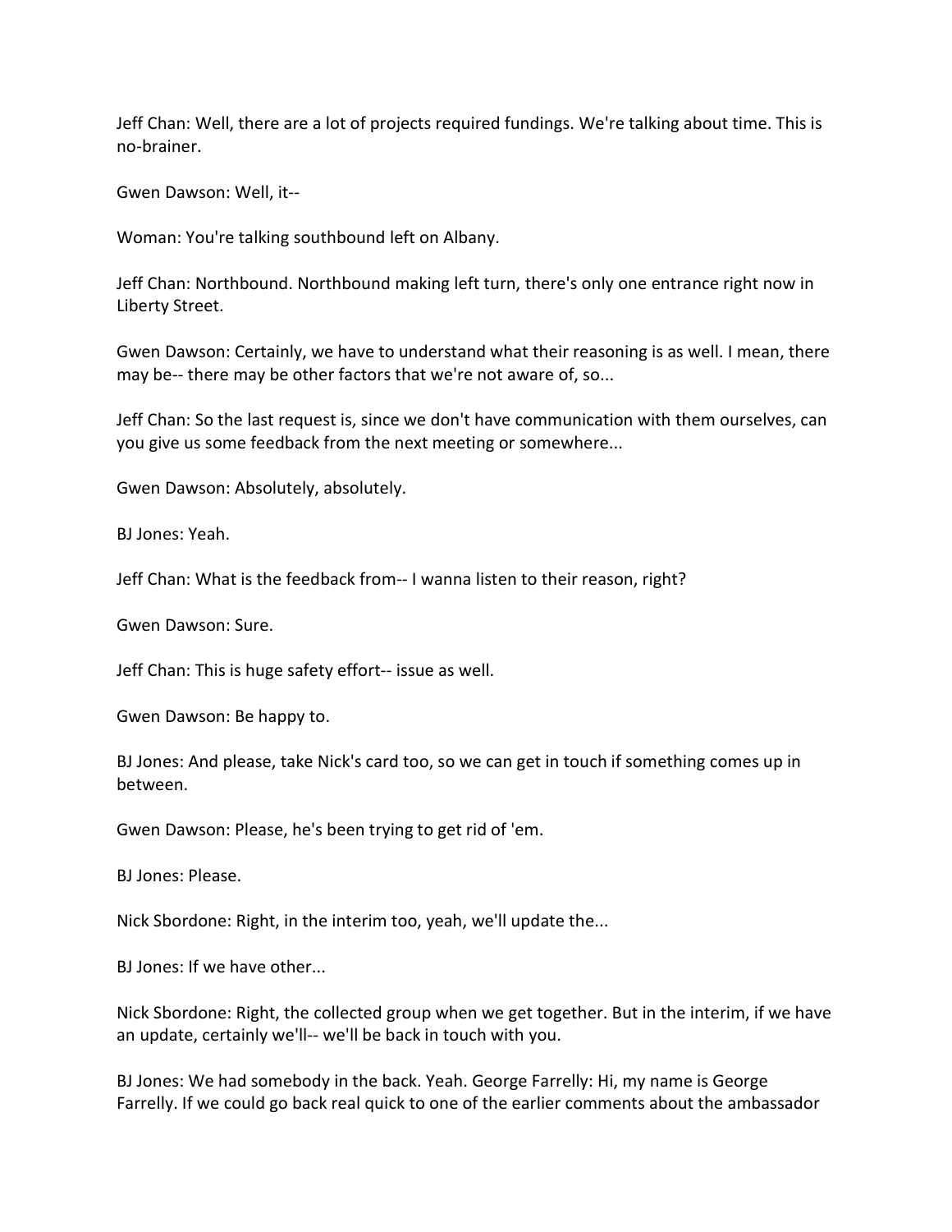Jeff Chan: Well, there are a lot of projects required fundings. We're talking about time. This is no-brainer.

Gwen Dawson: Well, it--

Woman: You're talking southbound left on Albany.

Jeff Chan: Northbound. Northbound making left turn, there's only one entrance right now in Liberty Street.

Gwen Dawson: Certainly, we have to understand what their reasoning is as well. I mean, there may be-- there may be other factors that we're not aware of, so...

Jeff Chan: So the last request is, since we don't have communication with them ourselves, can you give us some feedback from the next meeting or somewhere...

Gwen Dawson: Absolutely, absolutely.

BJ Jones: Yeah.

Jeff Chan: What is the feedback from-- I wanna listen to their reason, right?

Gwen Dawson: Sure.

Jeff Chan: This is huge safety effort-- issue as well.

Gwen Dawson: Be happy to.

BJ Jones: And please, take Nick's card too, so we can get in touch if something comes up in between.

Gwen Dawson: Please, he's been trying to get rid of 'em.

BJ Jones: Please.

Nick Sbordone: Right, in the interim too, yeah, we'll update the...

BJ Jones: If we have other...

Nick Sbordone: Right, the collected group when we get together. But in the interim, if we have an update, certainly we'll-- we'll be back in touch with you.

BJ Jones: We had somebody in the back. Yeah. George Farrelly: Hi, my name is George Farrelly. If we could go back real quick to one of the earlier comments about the ambassador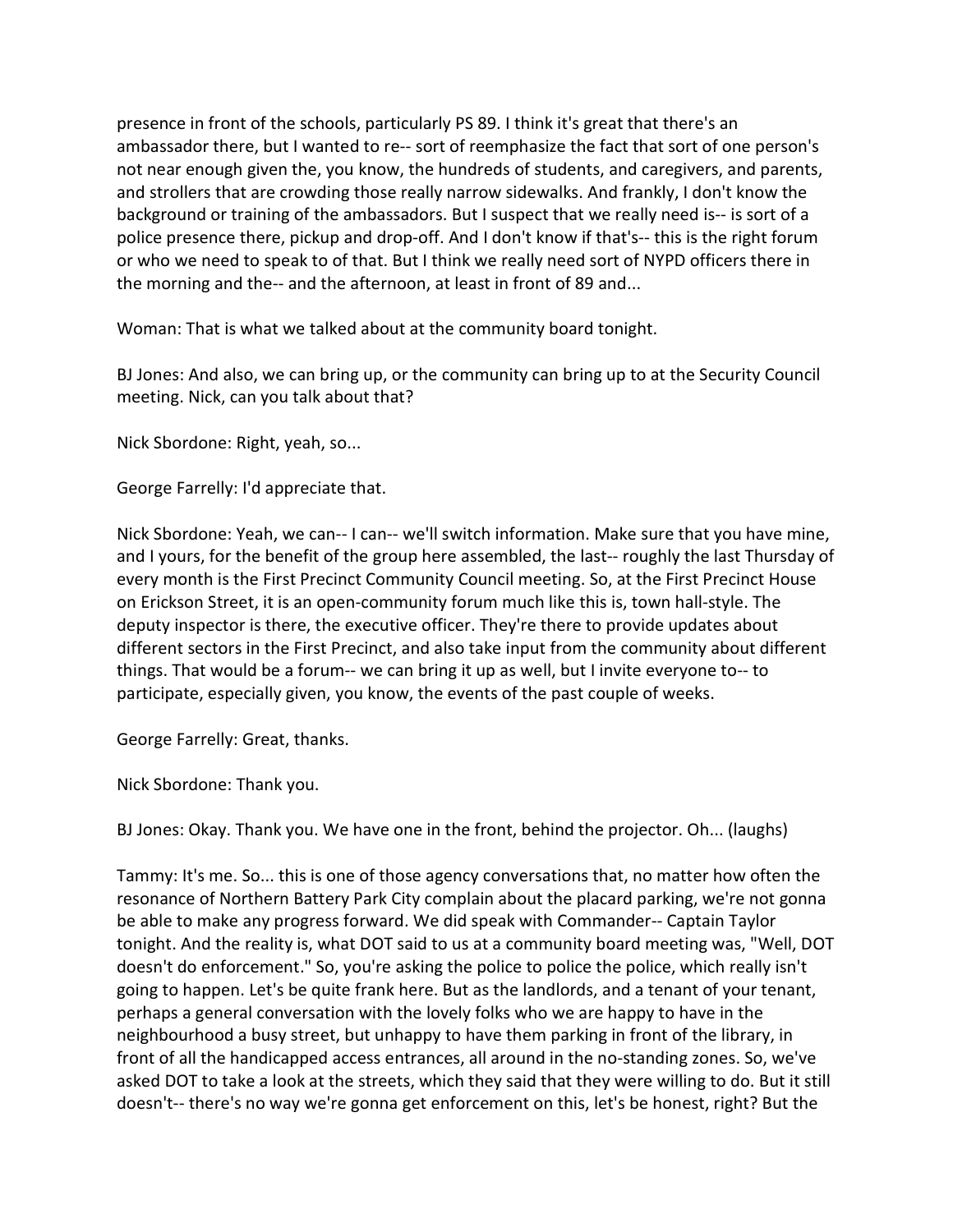presence in front of the schools, particularly PS 89. I think it's great that there's an ambassador there, but I wanted to re-- sort of reemphasize the fact that sort of one person's not near enough given the, you know, the hundreds of students, and caregivers, and parents, and strollers that are crowding those really narrow sidewalks. And frankly, I don't know the background or training of the ambassadors. But I suspect that we really need is-- is sort of a police presence there, pickup and drop-off. And I don't know if that's-- this is the right forum or who we need to speak to of that. But I think we really need sort of NYPD officers there in the morning and the-- and the afternoon, at least in front of 89 and...

Woman: That is what we talked about at the community board tonight.

BJ Jones: And also, we can bring up, or the community can bring up to at the Security Council meeting. Nick, can you talk about that?

Nick Sbordone: Right, yeah, so...

George Farrelly: I'd appreciate that.

Nick Sbordone: Yeah, we can-- I can-- we'll switch information. Make sure that you have mine, and I yours, for the benefit of the group here assembled, the last-- roughly the last Thursday of every month is the First Precinct Community Council meeting. So, at the First Precinct House on Erickson Street, it is an open-community forum much like this is, town hall-style. The deputy inspector is there, the executive officer. They're there to provide updates about different sectors in the First Precinct, and also take input from the community about different things. That would be a forum-- we can bring it up as well, but I invite everyone to-- to participate, especially given, you know, the events of the past couple of weeks.

George Farrelly: Great, thanks.

Nick Sbordone: Thank you.

BJ Jones: Okay. Thank you. We have one in the front, behind the projector. Oh... (laughs)

Tammy: It's me. So... this is one of those agency conversations that, no matter how often the resonance of Northern Battery Park City complain about the placard parking, we're not gonna be able to make any progress forward. We did speak with Commander-- Captain Taylor tonight. And the reality is, what DOT said to us at a community board meeting was, "Well, DOT doesn't do enforcement." So, you're asking the police to police the police, which really isn't going to happen. Let's be quite frank here. But as the landlords, and a tenant of your tenant, perhaps a general conversation with the lovely folks who we are happy to have in the neighbourhood a busy street, but unhappy to have them parking in front of the library, in front of all the handicapped access entrances, all around in the no-standing zones. So, we've asked DOT to take a look at the streets, which they said that they were willing to do. But it still doesn't-- there's no way we're gonna get enforcement on this, let's be honest, right? But the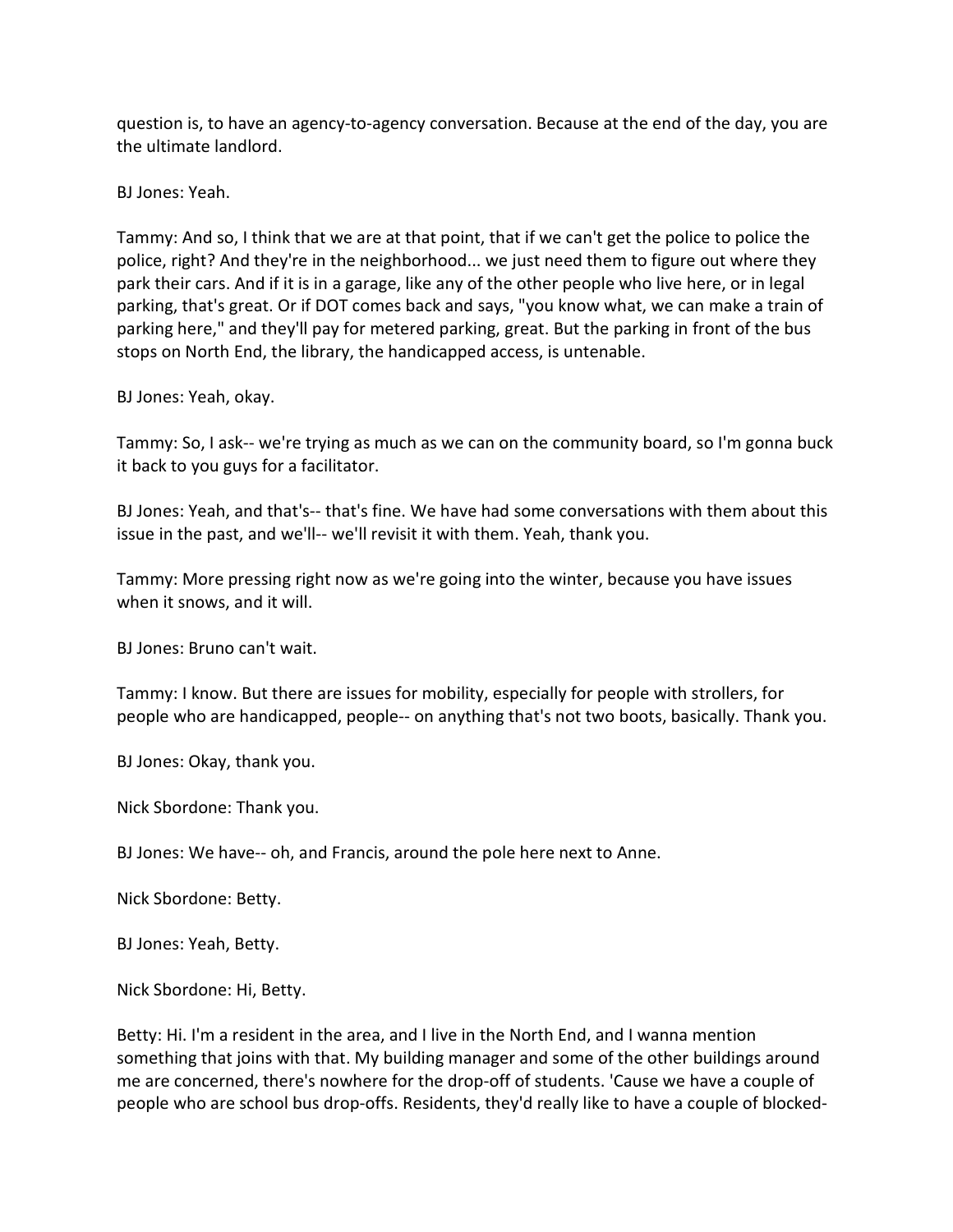question is, to have an agency-to-agency conversation. Because at the end of the day, you are the ultimate landlord.

BJ Jones: Yeah.

Tammy: And so, I think that we are at that point, that if we can't get the police to police the police, right? And they're in the neighborhood... we just need them to figure out where they park their cars. And if it is in a garage, like any of the other people who live here, or in legal parking, that's great. Or if DOT comes back and says, "you know what, we can make a train of parking here," and they'll pay for metered parking, great. But the parking in front of the bus stops on North End, the library, the handicapped access, is untenable.

BJ Jones: Yeah, okay.

Tammy: So, I ask-- we're trying as much as we can on the community board, so I'm gonna buck it back to you guys for a facilitator.

BJ Jones: Yeah, and that's-- that's fine. We have had some conversations with them about this issue in the past, and we'll-- we'll revisit it with them. Yeah, thank you.

Tammy: More pressing right now as we're going into the winter, because you have issues when it snows, and it will.

BJ Jones: Bruno can't wait.

Tammy: I know. But there are issues for mobility, especially for people with strollers, for people who are handicapped, people-- on anything that's not two boots, basically. Thank you.

BJ Jones: Okay, thank you.

Nick Sbordone: Thank you.

BJ Jones: We have-- oh, and Francis, around the pole here next to Anne.

Nick Sbordone: Betty.

BJ Jones: Yeah, Betty.

Nick Sbordone: Hi, Betty.

Betty: Hi. I'm a resident in the area, and I live in the North End, and I wanna mention something that joins with that. My building manager and some of the other buildings around me are concerned, there's nowhere for the drop-off of students. 'Cause we have a couple of people who are school bus drop-offs. Residents, they'd really like to have a couple of blocked-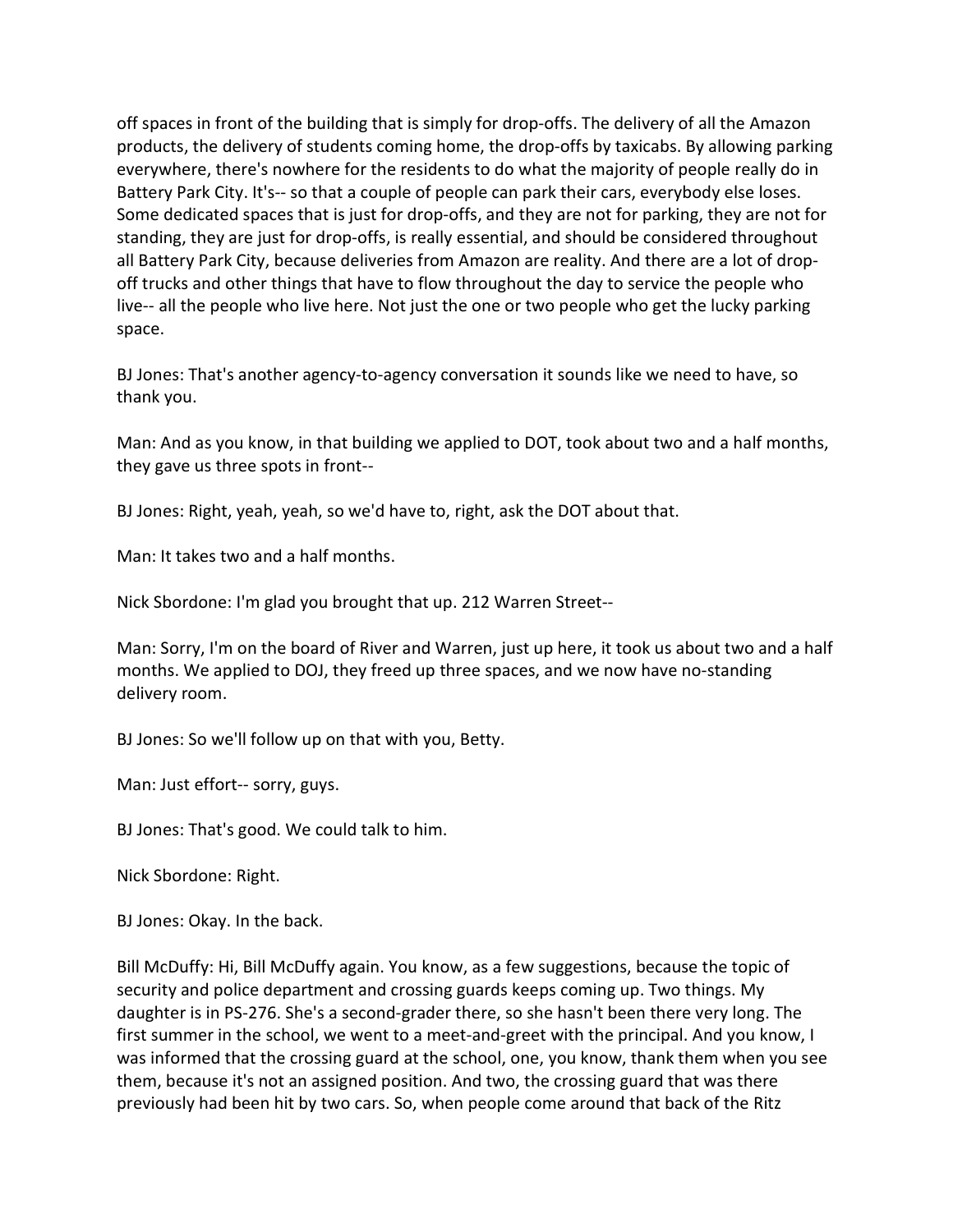off spaces in front of the building that is simply for drop-offs. The delivery of all the Amazon products, the delivery of students coming home, the drop-offs by taxicabs. By allowing parking everywhere, there's nowhere for the residents to do what the majority of people really do in Battery Park City. It's-- so that a couple of people can park their cars, everybody else loses. Some dedicated spaces that is just for drop-offs, and they are not for parking, they are not for standing, they are just for drop-offs, is really essential, and should be considered throughout all Battery Park City, because deliveries from Amazon are reality. And there are a lot of drop-off trucks and other things that have to flow throughout the day to service the people who live-- all the people who live here. Not just the one or two people who get the lucky parking space.

BJ Jones: That's another agency-to-agency conversation it sounds like we need to have, so thank you.

Man: And as you know, in that building we applied to DOT, took about two and a half months, they gave us three spots in front--

BJ Jones: Right, yeah, yeah, so we'd have to, right, ask the DOT about that.

Man: It takes two and a half months.

Nick Sbordone: I'm glad you brought that up. 212 Warren Street--

Man: Sorry, I'm on the board of River and Warren, just up here, it took us about two and a half months. We applied to DOJ, they freed up three spaces, and we now have no-standing delivery room.

BJ Jones: So we'll follow up on that with you, Betty.

Man: Just effort-- sorry, guys.

BJ Jones: That's good. We could talk to him.

Nick Sbordone: Right.

BJ Jones: Okay. In the back.

Bill McDuffy: Hi, Bill McDuffy again. You know, as a few suggestions, because the topic of security and police department and crossing guards keeps coming up. Two things. My daughter is in PS-276. She's a second-grader there, so she hasn't been there very long. The first summer in the school, we went to a meet-and-greet with the principal. And you know, I was informed that the crossing guard at the school, one, you know, thank them when you see them, because it's not an assigned position. And two, the crossing guard that was there previously had been hit by two cars. So, when people come around that back of the Ritz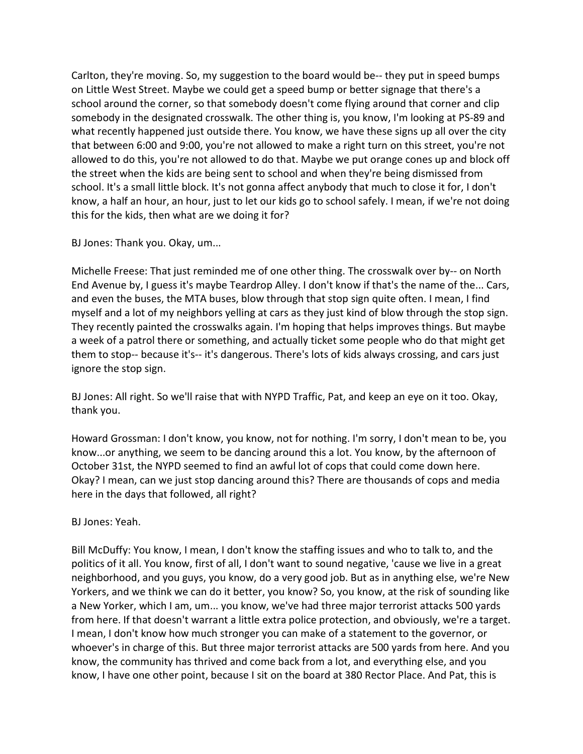Carlton, they're moving. So, my suggestion to the board would be-- they put in speed bumps on Little West Street. Maybe we could get a speed bump or better signage that there's a school around the corner, so that somebody doesn't come flying around that corner and clip somebody in the designated crosswalk. The other thing is, you know, I'm looking at PS-89 and what recently happened just outside there. You know, we have these signs up all over the city that between 6:00 and 9:00, you're not allowed to make a right turn on this street, you're not allowed to do this, you're not allowed to do that. Maybe we put orange cones up and block off the street when the kids are being sent to school and when they're being dismissed from school. It's a small little block. It's not gonna affect anybody that much to close it for, I don't know, a half an hour, an hour, just to let our kids go to school safely. I mean, if we're not doing this for the kids, then what are we doing it for?

BJ Jones: Thank you. Okay, um...

Michelle Freese: That just reminded me of one other thing. The crosswalk over by-- on North End Avenue by, I guess it's maybe Teardrop Alley. I don't know if that's the name of the... Cars, and even the buses, the MTA buses, blow through that stop sign quite often. I mean, I find myself and a lot of my neighbors yelling at cars as they just kind of blow through the stop sign. They recently painted the crosswalks again. I'm hoping that helps improves things. But maybe a week of a patrol there or something, and actually ticket some people who do that might get them to stop-- because it's-- it's dangerous. There's lots of kids always crossing, and cars just ignore the stop sign.

BJ Jones: All right. So we'll raise that with NYPD Traffic, Pat, and keep an eye on it too. Okay, thank you.

Howard Grossman: I don't know, you know, not for nothing. I'm sorry, I don't mean to be, you know...or anything, we seem to be dancing around this a lot. You know, by the afternoon of October 31st, the NYPD seemed to find an awful lot of cops that could come down here. Okay? I mean, can we just stop dancing around this? There are thousands of cops and media here in the days that followed, all right?

BJ Jones: Yeah.

Bill McDuffy: You know, I mean, I don't know the staffing issues and who to talk to, and the politics of it all. You know, first of all, I don't want to sound negative, 'cause we live in a great neighborhood, and you guys, you know, do a very good job. But as in anything else, we're New Yorkers, and we think we can do it better, you know? So, you know, at the risk of sounding like a New Yorker, which I am, um... you know, we've had three major terrorist attacks 500 yards from here. If that doesn't warrant a little extra police protection, and obviously, we're a target. I mean, I don't know how much stronger you can make of a statement to the governor, or whoever's in charge of this. But three major terrorist attacks are 500 yards from here. And you know, the community has thrived and come back from a lot, and everything else, and you know, I have one other point, because I sit on the board at 380 Rector Place. And Pat, this is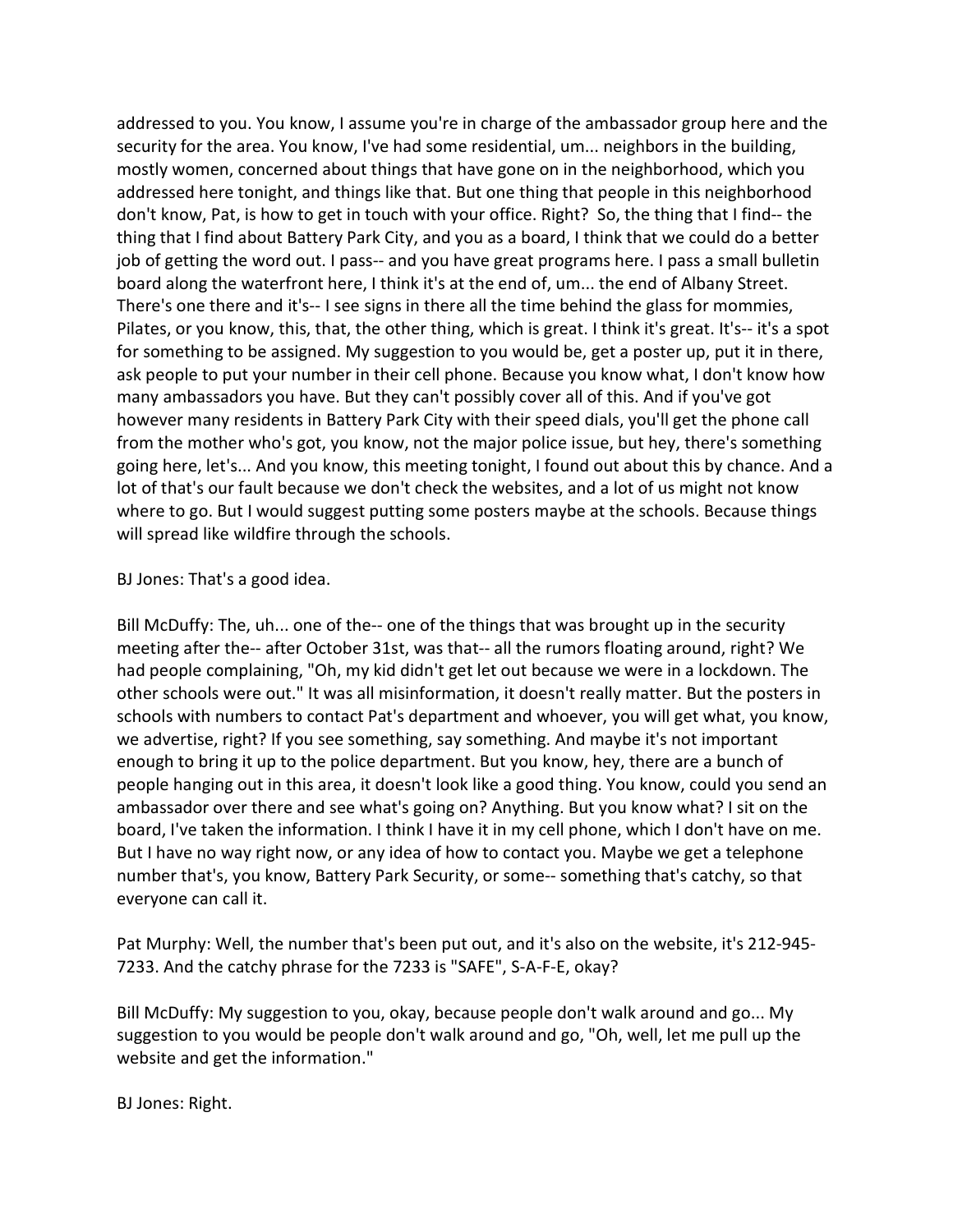addressed to you. You know, I assume you're in charge of the ambassador group here and the security for the area. You know, I've had some residential, um... neighbors in the building, mostly women, concerned about things that have gone on in the neighborhood, which you addressed here tonight, and things like that. But one thing that people in this neighborhood don't know, Pat, is how to get in touch with your office. Right? So, the thing that I find-- the thing that I find about Battery Park City, and you as a board, I think that we could do a better job of getting the word out. I pass-- and you have great programs here. I pass a small bulletin board along the waterfront here, I think it's at the end of, um... the end of Albany Street. There's one there and it's-- I see signs in there all the time behind the glass for mommies, Pilates, or you know, this, that, the other thing, which is great. I think it's great. It's-- it's a spot for something to be assigned. My suggestion to you would be, get a poster up, put it in there, ask people to put your number in their cell phone. Because you know what, I don't know how many ambassadors you have. But they can't possibly cover all of this. And if you've got however many residents in Battery Park City with their speed dials, you'll get the phone call from the mother who's got, you know, not the major police issue, but hey, there's something going here, let's... And you know, this meeting tonight, I found out about this by chance. And a lot of that's our fault because we don't check the websites, and a lot of us might not know where to go. But I would suggest putting some posters maybe at the schools. Because things will spread like wildfire through the schools.

BJ Jones: That's a good idea.

Bill McDuffy: The, uh... one of the-- one of the things that was brought up in the security meeting after the-- after October 31st, was that-- all the rumors floating around, right? We had people complaining, "Oh, my kid didn't get let out because we were in a lockdown. The other schools were out." It was all misinformation, it doesn't really matter. But the posters in schools with numbers to contact Pat's department and whoever, you will get what, you know, we advertise, right? If you see something, say something. And maybe it's not important enough to bring it up to the police department. But you know, hey, there are a bunch of people hanging out in this area, it doesn't look like a good thing. You know, could you send an ambassador over there and see what's going on? Anything. But you know what? I sit on the board, I've taken the information. I think I have it in my cell phone, which I don't have on me. But I have no way right now, or any idea of how to contact you. Maybe we get a telephone number that's, you know, Battery Park Security, or some-- something that's catchy, so that everyone can call it.

Pat Murphy: Well, the number that's been put out, and it's also on the website, it's 212-945-7233. And the catchy phrase for the 7233 is "SAFE", S-A-F-E, okay?

Bill McDuffy: My suggestion to you, okay, because people don't walk around and go... My suggestion to you would be people don't walk around and go, "Oh, well, let me pull up the website and get the information."

BJ Jones: Right.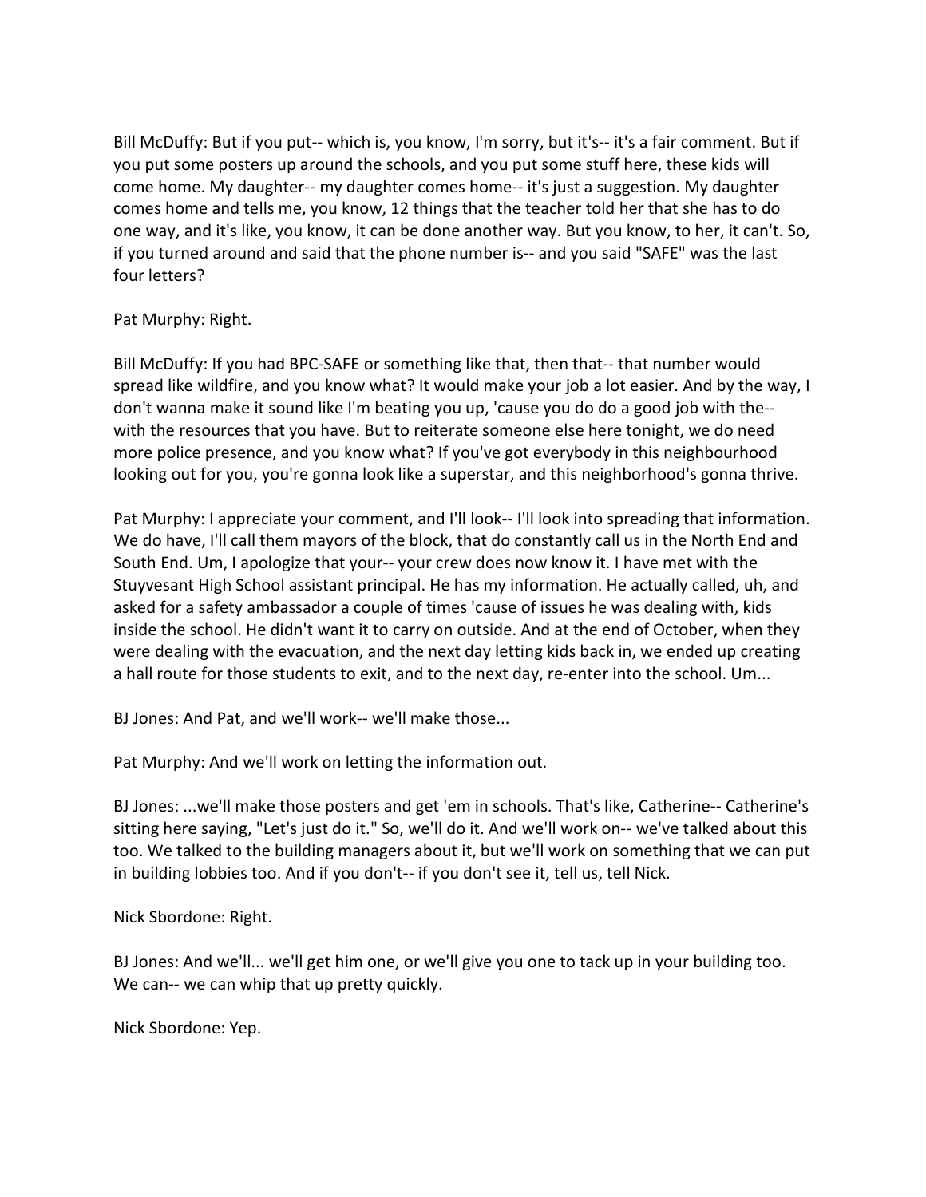Bill McDuffy: But if you put-- which is, you know, I'm sorry, but it's-- it's a fair comment. But if you put some posters up around the schools, and you put some stuff here, these kids will come home. My daughter-- my daughter comes home-- it's just a suggestion. My daughter comes home and tells me, you know, 12 things that the teacher told her that she has to do one way, and it's like, you know, it can be done another way. But you know, to her, it can't. So, if you turned around and said that the phone number is-- and you said "SAFE" was the last four letters?

Pat Murphy: Right.

Bill McDuffy: If you had BPC-SAFE or something like that, then that-- that number would spread like wildfire, and you know what? It would make your job a lot easier. And by the way, I don't wanna make it sound like I'm beating you up, 'cause you do do a good job with the-- with the resources that you have. But to reiterate someone else here tonight, we do need more police presence, and you know what? If you've got everybody in this neighbourhood looking out for you, you're gonna look like a superstar, and this neighborhood's gonna thrive.

Pat Murphy: I appreciate your comment, and I'll look-- I'll look into spreading that information. We do have, I'll call them mayors of the block, that do constantly call us in the North End and South End. Um, I apologize that your-- your crew does now know it. I have met with the Stuyvesant High School assistant principal. He has my information. He actually called, uh, and asked for a safety ambassador a couple of times 'cause of issues he was dealing with, kids inside the school. He didn't want it to carry on outside. And at the end of October, when they were dealing with the evacuation, and the next day letting kids back in, we ended up creating a hall route for those students to exit, and to the next day, re-enter into the school. Um...

BJ Jones: And Pat, and we'll work-- we'll make those...

Pat Murphy: And we'll work on letting the information out.

BJ Jones: ...we'll make those posters and get 'em in schools. That's like, Catherine-- Catherine's sitting here saying, "Let's just do it." So, we'll do it. And we'll work on-- we've talked about this too. We talked to the building managers about it, but we'll work on something that we can put in building lobbies too. And if you don't-- if you don't see it, tell us, tell Nick.

Nick Sbordone: Right.

BJ Jones: And we'll... we'll get him one, or we'll give you one to tack up in your building too. We can-- we can whip that up pretty quickly.

Nick Sbordone: Yep.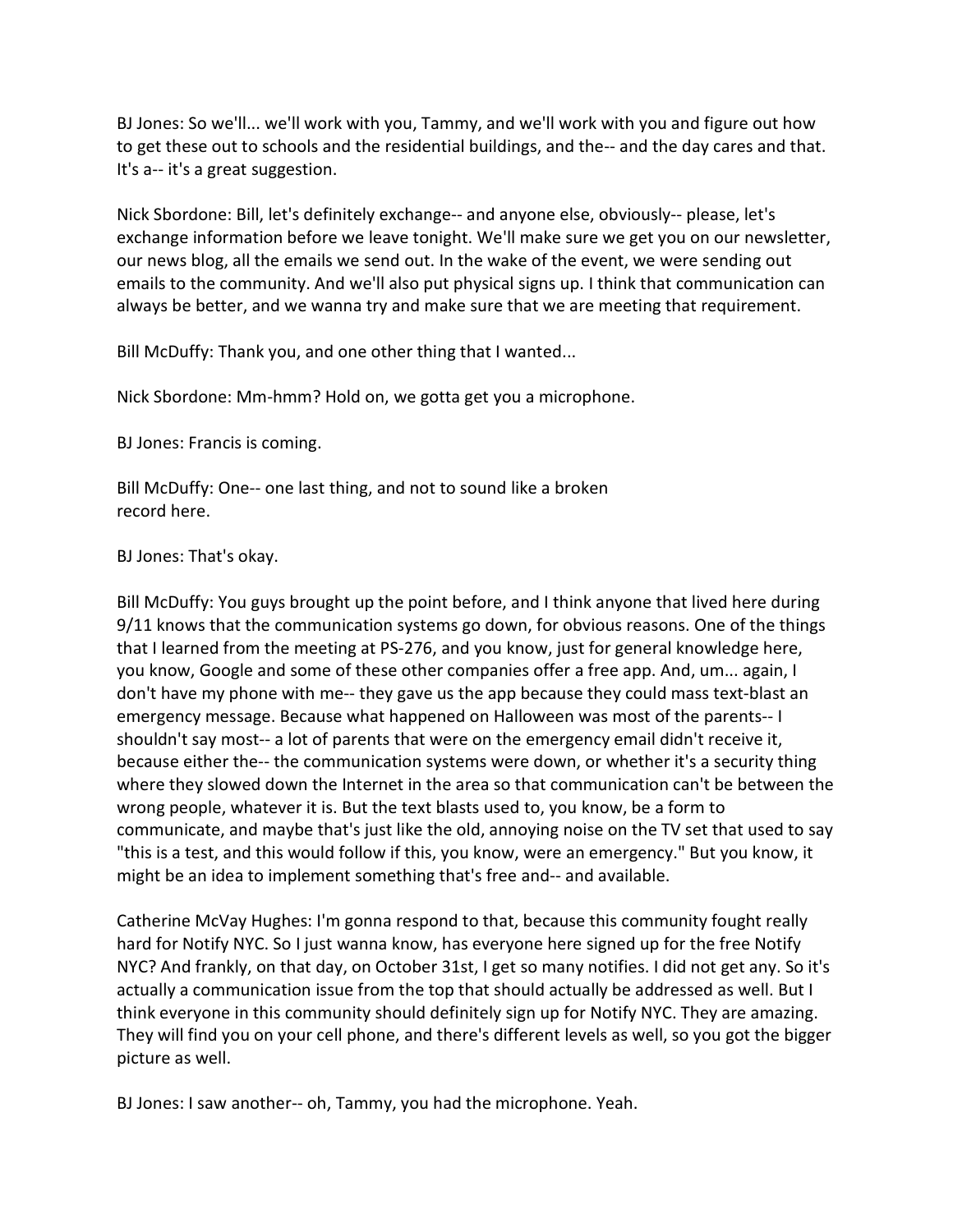BJ Jones: So we'll... we'll work with you, Tammy, and we'll work with you and figure out how to get these out to schools and the residential buildings, and the-- and the day cares and that. It's a-- it's a great suggestion.

Nick Sbordone: Bill, let's definitely exchange-- and anyone else, obviously-- please, let's exchange information before we leave tonight. We'll make sure we get you on our newsletter, our news blog, all the emails we send out. In the wake of the event, we were sending out emails to the community. And we'll also put physical signs up. I think that communication can always be better, and we wanna try and make sure that we are meeting that requirement.

Bill McDuffy: Thank you, and one other thing that I wanted...

Nick Sbordone: Mm-hmm? Hold on, we gotta get you a microphone.

BJ Jones: Francis is coming.

Bill McDuffy: One-- one last thing, and not to sound like a broken record here.

BJ Jones: That's okay.

Bill McDuffy: You guys brought up the point before, and I think anyone that lived here during 9/11 knows that the communication systems go down, for obvious reasons. One of the things that I learned from the meeting at PS-276, and you know, just for general knowledge here, you know, Google and some of these other companies offer a free app. And, um... again, I don't have my phone with me-- they gave us the app because they could mass text-blast an emergency message. Because what happened on Halloween was most of the parents-- I shouldn't say most-- a lot of parents that were on the emergency email didn't receive it, because either the-- the communication systems were down, or whether it's a security thing where they slowed down the Internet in the area so that communication can't be between the wrong people, whatever it is. But the text blasts used to, you know, be a form to communicate, and maybe that's just like the old, annoying noise on the TV set that used to say "this is a test, and this would follow if this, you know, were an emergency." But you know, it might be an idea to implement something that's free and-- and available.

Catherine McVay Hughes: I'm gonna respond to that, because this community fought really hard for Notify NYC. So I just wanna know, has everyone here signed up for the free Notify NYC? And frankly, on that day, on October 31st, I get so many notifies. I did not get any. So it's actually a communication issue from the top that should actually be addressed as well. But I think everyone in this community should definitely sign up for Notify NYC. They are amazing. They will find you on your cell phone, and there's different levels as well, so you got the bigger picture as well.

BJ Jones: I saw another-- oh, Tammy, you had the microphone. Yeah.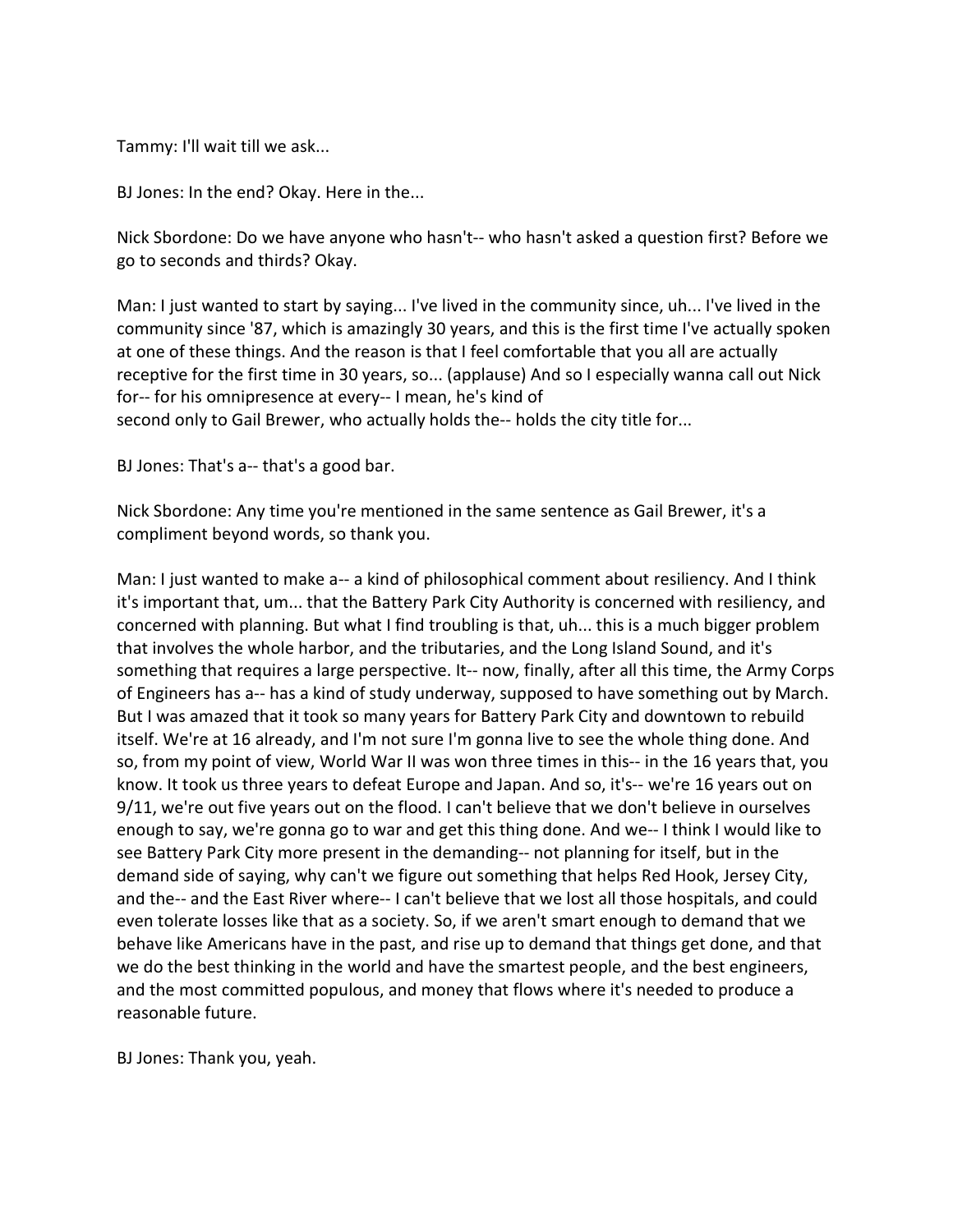Tammy: I'll wait till we ask...

BJ Jones: In the end? Okay. Here in the...

Nick Sbordone: Do we have anyone who hasn't-- who hasn't asked a question first? Before we go to seconds and thirds? Okay.

Man: I just wanted to start by saying... I've lived in the community since, uh... I've lived in the community since '87, which is amazingly 30 years, and this is the first time I've actually spoken at one of these things. And the reason is that I feel comfortable that you all are actually receptive for the first time in 30 years, so... (applause) And so I especially wanna call out Nick for-- for his omnipresence at every-- I mean, he's kind of second only to Gail Brewer, who actually holds the-- holds the city title for...

BJ Jones: That's a-- that's a good bar.

Nick Sbordone: Any time you're mentioned in the same sentence as Gail Brewer, it's a compliment beyond words, so thank you.

Man: I just wanted to make a-- a kind of philosophical comment about resiliency. And I think it's important that, um... that the Battery Park City Authority is concerned with resiliency, and concerned with planning. But what I find troubling is that, uh... this is a much bigger problem that involves the whole harbor, and the tributaries, and the Long Island Sound, and it's something that requires a large perspective. It-- now, finally, after all this time, the Army Corps of Engineers has a-- has a kind of study underway, supposed to have something out by March. But I was amazed that it took so many years for Battery Park City and downtown to rebuild itself. We're at 16 already, and I'm not sure I'm gonna live to see the whole thing done. And so, from my point of view, World War II was won three times in this-- in the 16 years that, you know. It took us three years to defeat Europe and Japan. And so, it's-- we're 16 years out on 9/11, we're out five years out on the flood. I can't believe that we don't believe in ourselves enough to say, we're gonna go to war and get this thing done. And we-- I think I would like to see Battery Park City more present in the demanding-- not planning for itself, but in the demand side of saying, why can't we figure out something that helps Red Hook, Jersey City, and the-- and the East River where-- I can't believe that we lost all those hospitals, and could even tolerate losses like that as a society. So, if we aren't smart enough to demand that we behave like Americans have in the past, and rise up to demand that things get done, and that we do the best thinking in the world and have the smartest people, and the best engineers, and the most committed populous, and money that flows where it's needed to produce a reasonable future.

BJ Jones: Thank you, yeah.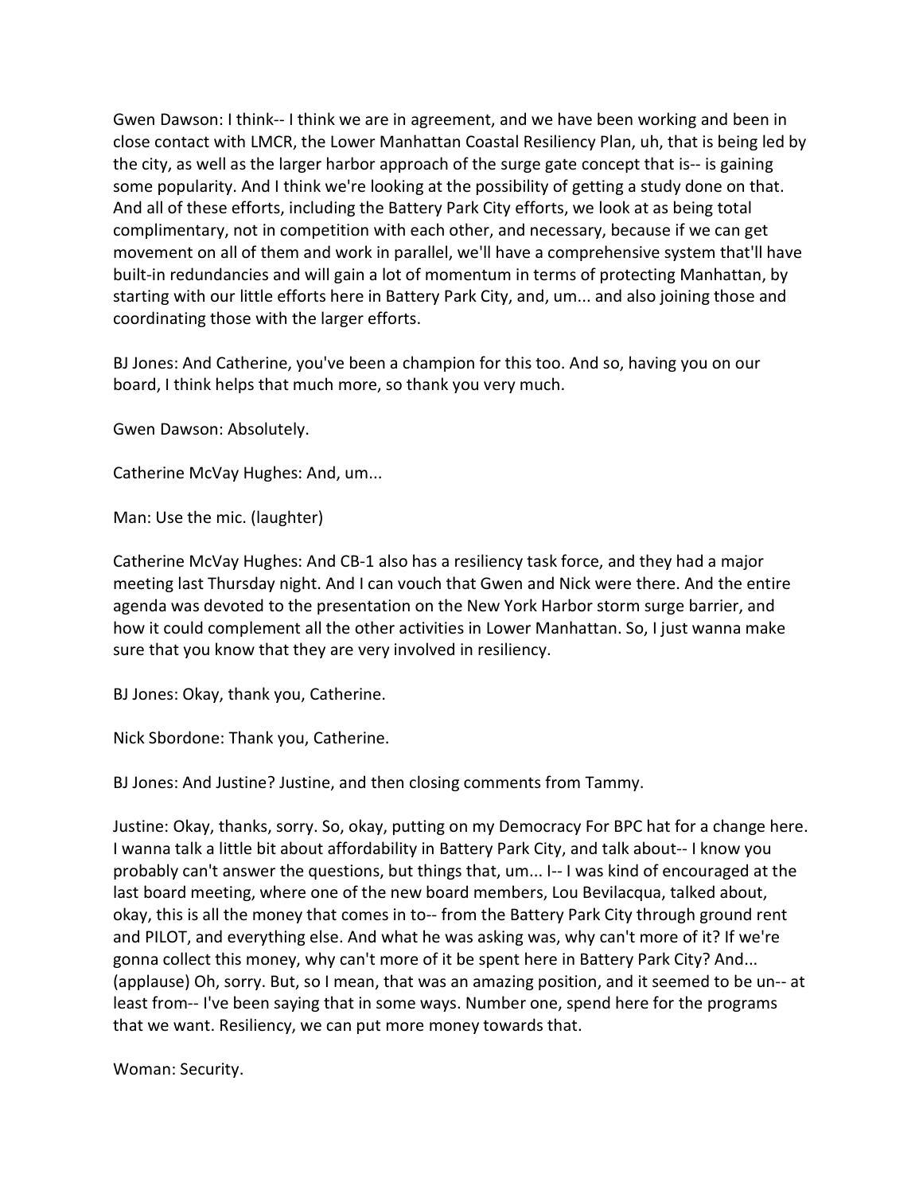Gwen Dawson: I think-- I think we are in agreement, and we have been working and been in close contact with LMCR, the Lower Manhattan Coastal Resiliency Plan, uh, that is being led by the city, as well as the larger harbor approach of the surge gate concept that is-- is gaining some popularity. And I think we're looking at the possibility of getting a study done on that. And all of these efforts, including the Battery Park City efforts, we look at as being total complimentary, not in competition with each other, and necessary, because if we can get movement on all of them and work in parallel, we'll have a comprehensive system that'll have built-in redundancies and will gain a lot of momentum in terms of protecting Manhattan, by starting with our little efforts here in Battery Park City, and, um... and also joining those and coordinating those with the larger efforts.

BJ Jones: And Catherine, you've been a champion for this too. And so, having you on our board, I think helps that much more, so thank you very much.

Gwen Dawson: Absolutely.

Catherine McVay Hughes: And, um...

Man: Use the mic. (laughter)

Catherine McVay Hughes: And CB-1 also has a resiliency task force, and they had a major meeting last Thursday night. And I can vouch that Gwen and Nick were there. And the entire agenda was devoted to the presentation on the New York Harbor storm surge barrier, and how it could complement all the other activities in Lower Manhattan. So, I just wanna make sure that you know that they are very involved in resiliency.

BJ Jones: Okay, thank you, Catherine.

Nick Sbordone: Thank you, Catherine.

BJ Jones: And Justine? Justine, and then closing comments from Tammy.

Justine: Okay, thanks, sorry. So, okay, putting on my Democracy For BPC hat for a change here. I wanna talk a little bit about affordability in Battery Park City, and talk about-- I know you probably can't answer the questions, but things that, um... I-- I was kind of encouraged at the last board meeting, where one of the new board members, Lou Bevilacqua, talked about, okay, this is all the money that comes in to-- from the Battery Park City through ground rent and PILOT, and everything else. And what he was asking was, why can't more of it? If we're gonna collect this money, why can't more of it be spent here in Battery Park City? And... (applause) Oh, sorry. But, so I mean, that was an amazing position, and it seemed to be un-- at least from-- I've been saying that in some ways. Number one, spend here for the programs that we want. Resiliency, we can put more money towards that.

Woman: Security.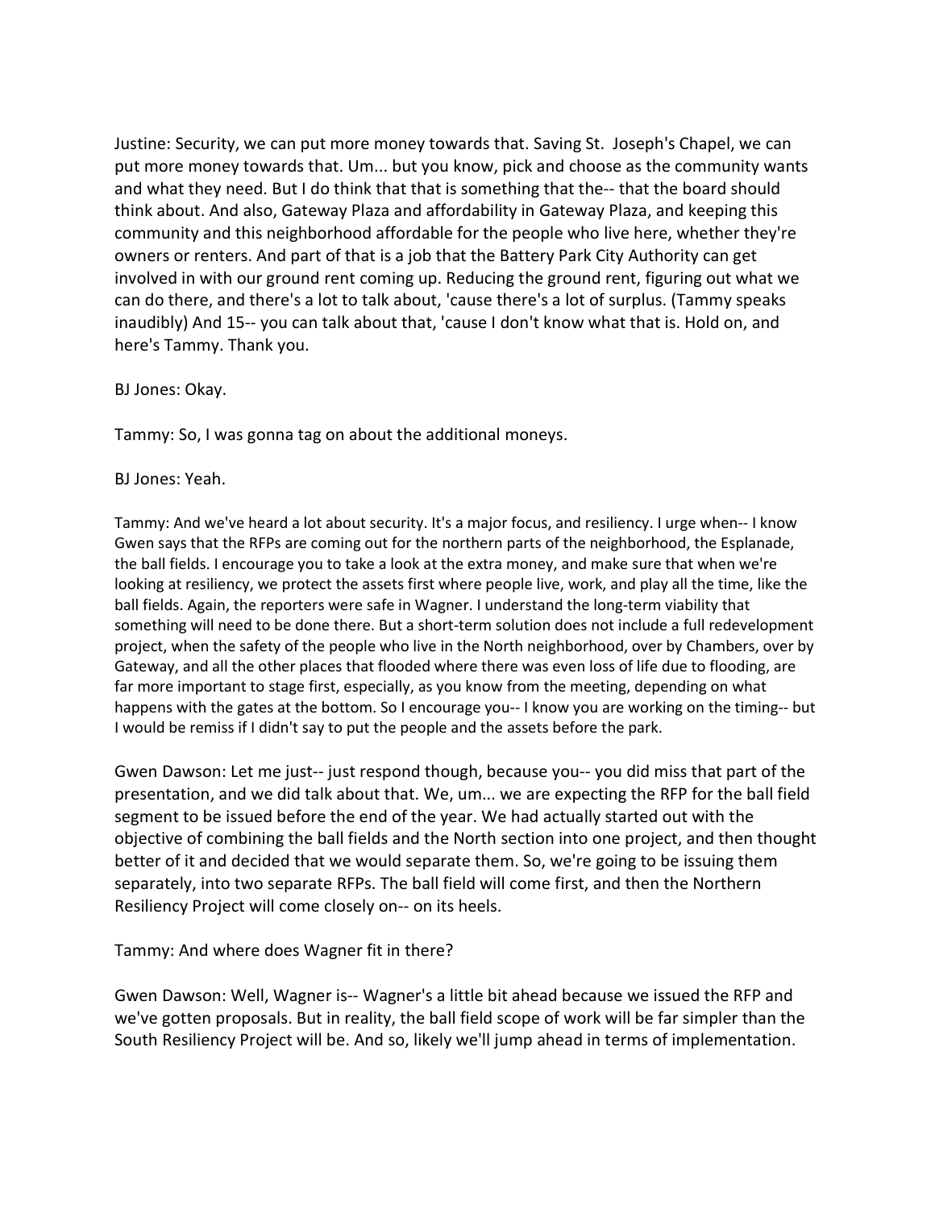Justine: Security, we can put more money towards that. Saving St. Joseph's Chapel, we can put more money towards that. Um... but you know, pick and choose as the community wants and what they need. But I do think that that is something that the-- that the board should think about. And also, Gateway Plaza and affordability in Gateway Plaza, and keeping this community and this neighborhood affordable for the people who live here, whether they're owners or renters. And part of that is a job that the Battery Park City Authority can get involved in with our ground rent coming up. Reducing the ground rent, figuring out what we can do there, and there's a lot to talk about, 'cause there's a lot of surplus. (Tammy speaks inaudibly) And 15-- you can talk about that, 'cause I don't know what that is. Hold on, and here's Tammy. Thank you.

BJ Jones: Okay.

Tammy: So, I was gonna tag on about the additional moneys.

BJ Jones: Yeah.

Tammy: And we've heard a lot about security. It's a major focus, and resiliency. I urge when-- I know Gwen says that the RFPs are coming out for the northern parts of the neighborhood, the Esplanade, the ball fields. I encourage you to take a look at the extra money, and make sure that when we're looking at resiliency, we protect the assets first where people live, work, and play all the time, like the ball fields. Again, the reporters were safe in Wagner. I understand the long-term viability that something will need to be done there. But a short-term solution does not include a full redevelopment project, when the safety of the people who live in the North neighborhood, over by Chambers, over by Gateway, and all the other places that flooded where there was even loss of life due to flooding, are far more important to stage first, especially, as you know from the meeting, depending on what happens with the gates at the bottom. So I encourage you-- I know you are working on the timing-- but I would be remiss if I didn't say to put the people and the assets before the park.

Gwen Dawson: Let me just-- just respond though, because you-- you did miss that part of the presentation, and we did talk about that. We, um... we are expecting the RFP for the ball field segment to be issued before the end of the year. We had actually started out with the objective of combining the ball fields and the North section into one project, and then thought better of it and decided that we would separate them. So, we're going to be issuing them separately, into two separate RFPs. The ball field will come first, and then the Northern Resiliency Project will come closely on-- on its heels.

Tammy: And where does Wagner fit in there?

Gwen Dawson: Well, Wagner is-- Wagner's a little bit ahead because we issued the RFP and we've gotten proposals. But in reality, the ball field scope of work will be far simpler than the South Resiliency Project will be. And so, likely we'll jump ahead in terms of implementation.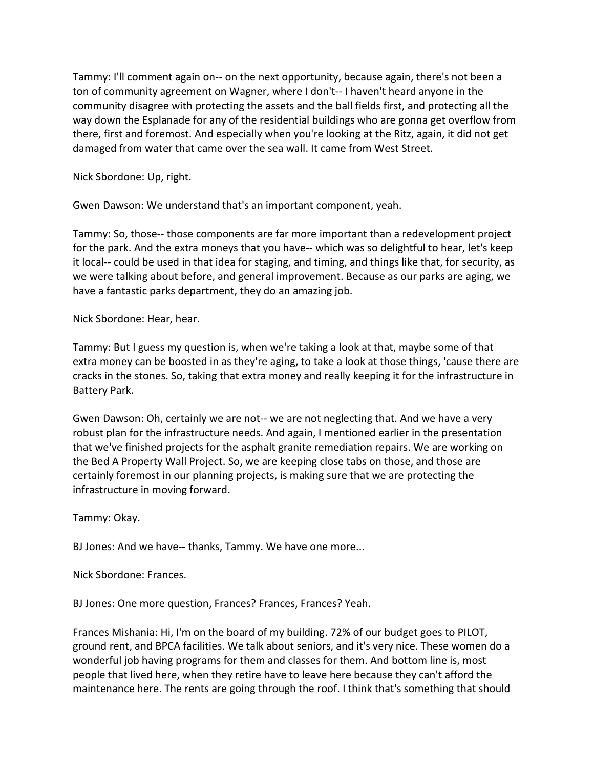Tammy: I'll comment again on-- on the next opportunity, because again, there's not been a ton of community agreement on Wagner, where I don't-- I haven't heard anyone in the community disagree with protecting the assets and the ball fields first, and protecting all the way down the Esplanade for any of the residential buildings who are gonna get overflow from there, first and foremost. And especially when you're looking at the Ritz, again, it did not get damaged from water that came over the sea wall. It came from West Street.

Nick Sbordone: Up, right.

Gwen Dawson: We understand that's an important component, yeah.

Tammy: So, those-- those components are far more important than a redevelopment project for the park. And the extra moneys that you have-- which was so delightful to hear, let's keep it local-- could be used in that idea for staging, and timing, and things like that, for security, as we were talking about before, and general improvement. Because as our parks are aging, we have a fantastic parks department, they do an amazing job.

Nick Sbordone: Hear, hear.

Tammy: But I guess my question is, when we're taking a look at that, maybe some of that extra money can be boosted in as they're aging, to take a look at those things, 'cause there are cracks in the stones. So, taking that extra money and really keeping it for the infrastructure in Battery Park.

Gwen Dawson: Oh, certainly we are not-- we are not neglecting that. And we have a very robust plan for the infrastructure needs. And again, I mentioned earlier in the presentation that we've finished projects for the asphalt granite remediation repairs. We are working on the Bed A Property Wall Project. So, we are keeping close tabs on those, and those are certainly foremost in our planning projects, is making sure that we are protecting the infrastructure in moving forward.

Tammy: Okay.

BJ Jones: And we have-- thanks, Tammy. We have one more...

Nick Sbordone: Frances.

BJ Jones: One more question, Frances? Frances, Frances? Yeah.

Frances Mishania: Hi, I'm on the board of my building. 72% of our budget goes to PILOT, ground rent, and BPCA facilities. We talk about seniors, and it's very nice. These women do a wonderful job having programs for them and classes for them. And bottom line is, most people that lived here, when they retire have to leave here because they can't afford the maintenance here. The rents are going through the roof. I think that's something that should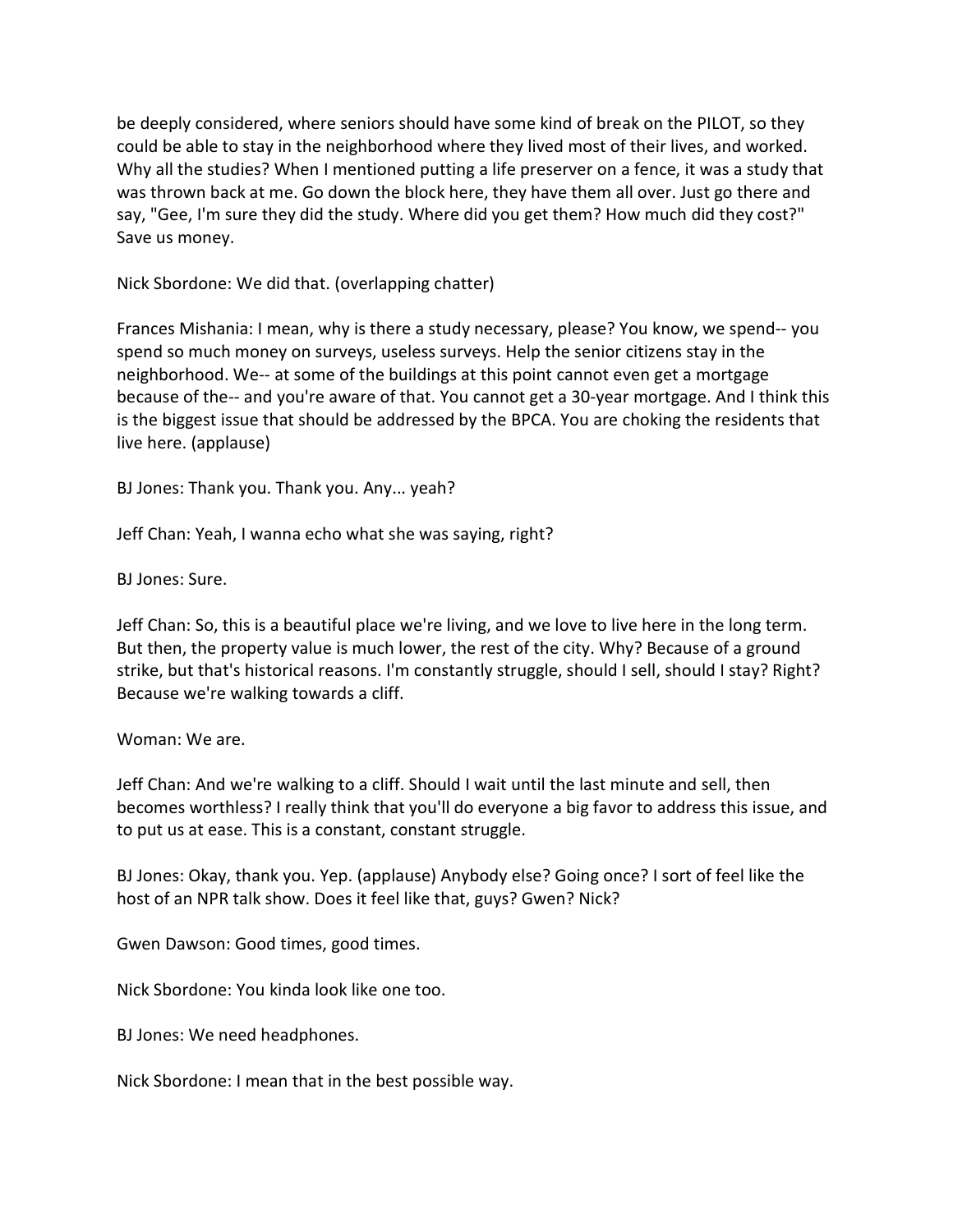be deeply considered, where seniors should have some kind of break on the PILOT, so they could be able to stay in the neighborhood where they lived most of their lives, and worked. Why all the studies? When I mentioned putting a life preserver on a fence, it was a study that was thrown back at me. Go down the block here, they have them all over. Just go there and say, "Gee, I'm sure they did the study. Where did you get them? How much did they cost?" Save us money.

Nick Sbordone: We did that. (overlapping chatter)

Frances Mishania: I mean, why is there a study necessary, please? You know, we spend-- you spend so much money on surveys, useless surveys. Help the senior citizens stay in the neighborhood. We-- at some of the buildings at this point cannot even get a mortgage because of the-- and you're aware of that. You cannot get a 30-year mortgage. And I think this is the biggest issue that should be addressed by the BPCA. You are choking the residents that live here. (applause)

BJ Jones: Thank you. Thank you. Any... yeah?

Jeff Chan: Yeah, I wanna echo what she was saying, right?

BJ Jones: Sure.

Jeff Chan: So, this is a beautiful place we're living, and we love to live here in the long term. But then, the property value is much lower, the rest of the city. Why? Because of a ground strike, but that's historical reasons. I'm constantly struggle, should I sell, should I stay? Right? Because we're walking towards a cliff.

Woman: We are.

Jeff Chan: And we're walking to a cliff. Should I wait until the last minute and sell, then becomes worthless? I really think that you'll do everyone a big favor to address this issue, and to put us at ease. This is a constant, constant struggle.

BJ Jones: Okay, thank you. Yep. (applause) Anybody else? Going once? I sort of feel like the host of an NPR talk show. Does it feel like that, guys? Gwen? Nick?

Gwen Dawson: Good times, good times.

Nick Sbordone: You kinda look like one too.

BJ Jones: We need headphones.

Nick Sbordone: I mean that in the best possible way.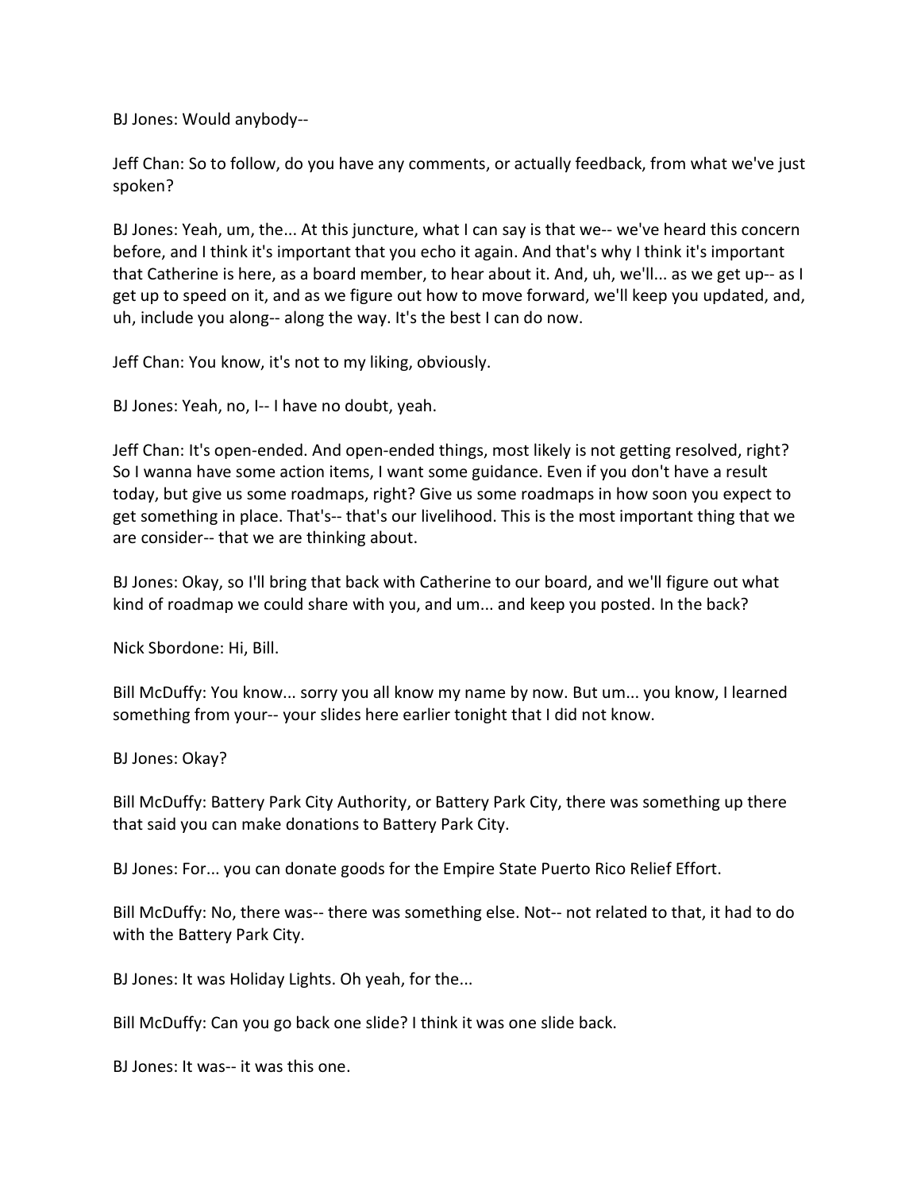BJ Jones: Would anybody--

Jeff Chan: So to follow, do you have any comments, or actually feedback, from what we've just spoken?

BJ Jones: Yeah, um, the... At this juncture, what I can say is that we-- we've heard this concern before, and I think it's important that you echo it again. And that's why I think it's important that Catherine is here, as a board member, to hear about it. And, uh, we'll... as we get up-- as I get up to speed on it, and as we figure out how to move forward, we'll keep you updated, and, uh, include you along-- along the way. It's the best I can do now.

Jeff Chan: You know, it's not to my liking, obviously.

BJ Jones: Yeah, no, I-- I have no doubt, yeah.

Jeff Chan: It's open-ended. And open-ended things, most likely is not getting resolved, right? So I wanna have some action items, I want some guidance. Even if you don't have a result today, but give us some roadmaps, right? Give us some roadmaps in how soon you expect to get something in place. That's-- that's our livelihood. This is the most important thing that we are consider-- that we are thinking about.

BJ Jones: Okay, so I'll bring that back with Catherine to our board, and we'll figure out what kind of roadmap we could share with you, and um... and keep you posted. In the back?

Nick Sbordone: Hi, Bill.

Bill McDuffy: You know... sorry you all know my name by now. But um... you know, I learned something from your-- your slides here earlier tonight that I did not know.

BJ Jones: Okay?

Bill McDuffy: Battery Park City Authority, or Battery Park City, there was something up there that said you can make donations to Battery Park City.

BJ Jones: For... you can donate goods for the Empire State Puerto Rico Relief Effort.

Bill McDuffy: No, there was-- there was something else. Not-- not related to that, it had to do with the Battery Park City.

BJ Jones: It was Holiday Lights. Oh yeah, for the...

Bill McDuffy: Can you go back one slide? I think it was one slide back.

BJ Jones: It was-- it was this one.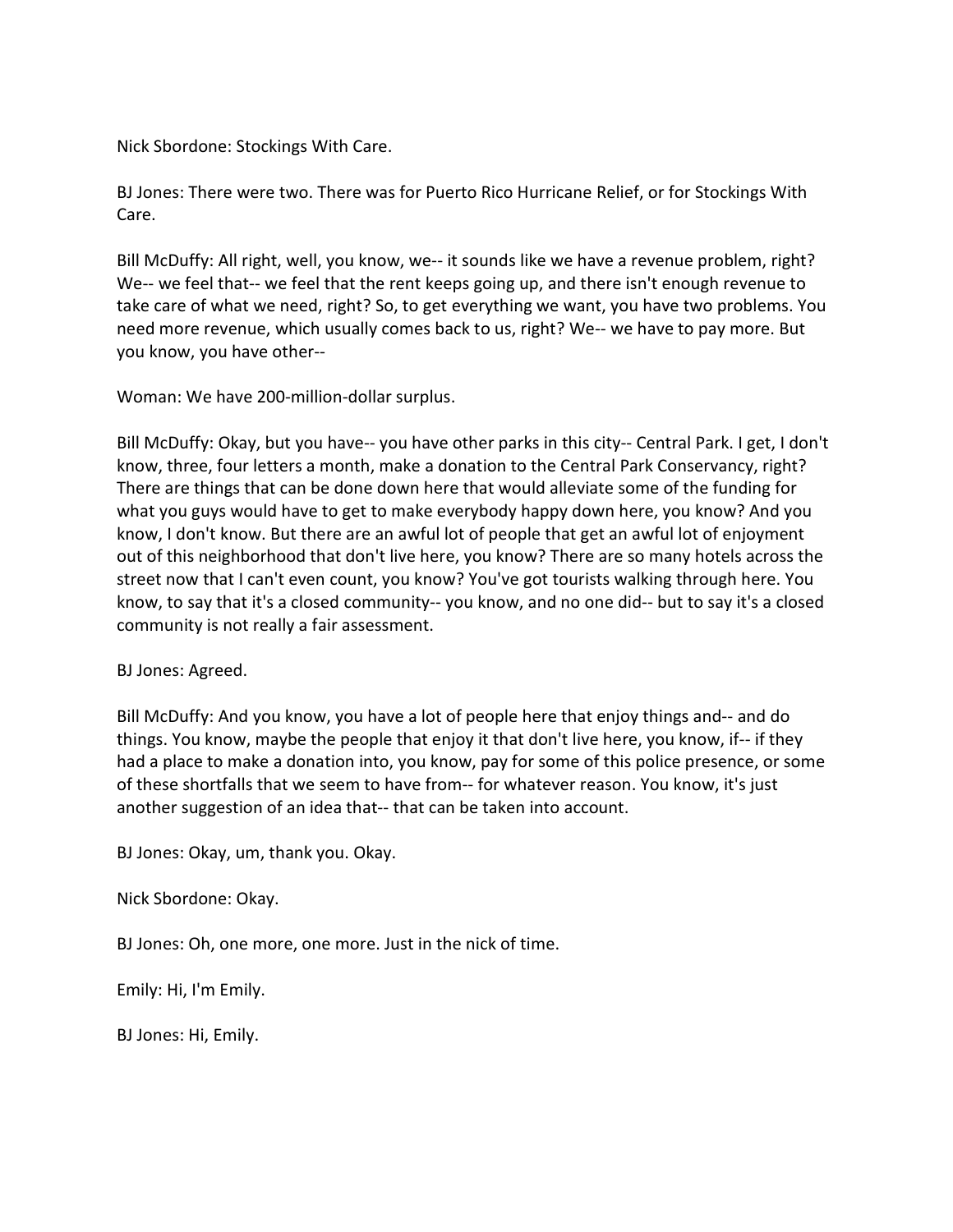Nick Sbordone: Stockings With Care.

BJ Jones: There were two. There was for Puerto Rico Hurricane Relief, or for Stockings With Care.

Bill McDuffy: All right, well, you know, we-- it sounds like we have a revenue problem, right? We-- we feel that-- we feel that the rent keeps going up, and there isn't enough revenue to take care of what we need, right? So, to get everything we want, you have two problems. You need more revenue, which usually comes back to us, right? We-- we have to pay more. But you know, you have other--

Woman: We have 200-million-dollar surplus.

Bill McDuffy: Okay, but you have-- you have other parks in this city-- Central Park. I get, I don't know, three, four letters a month, make a donation to the Central Park Conservancy, right? There are things that can be done down here that would alleviate some of the funding for what you guys would have to get to make everybody happy down here, you know? And you know, I don't know. But there are an awful lot of people that get an awful lot of enjoyment out of this neighborhood that don't live here, you know? There are so many hotels across the street now that I can't even count, you know? You've got tourists walking through here. You know, to say that it's a closed community-- you know, and no one did-- but to say it's a closed community is not really a fair assessment.

BJ Jones: Agreed.

Bill McDuffy: And you know, you have a lot of people here that enjoy things and-- and do things. You know, maybe the people that enjoy it that don't live here, you know, if-- if they had a place to make a donation into, you know, pay for some of this police presence, or some of these shortfalls that we seem to have from-- for whatever reason. You know, it's just another suggestion of an idea that-- that can be taken into account.

BJ Jones: Okay, um, thank you. Okay.

Nick Sbordone: Okay.

BJ Jones: Oh, one more, one more. Just in the nick of time.

Emily: Hi, I'm Emily.

BJ Jones: Hi, Emily.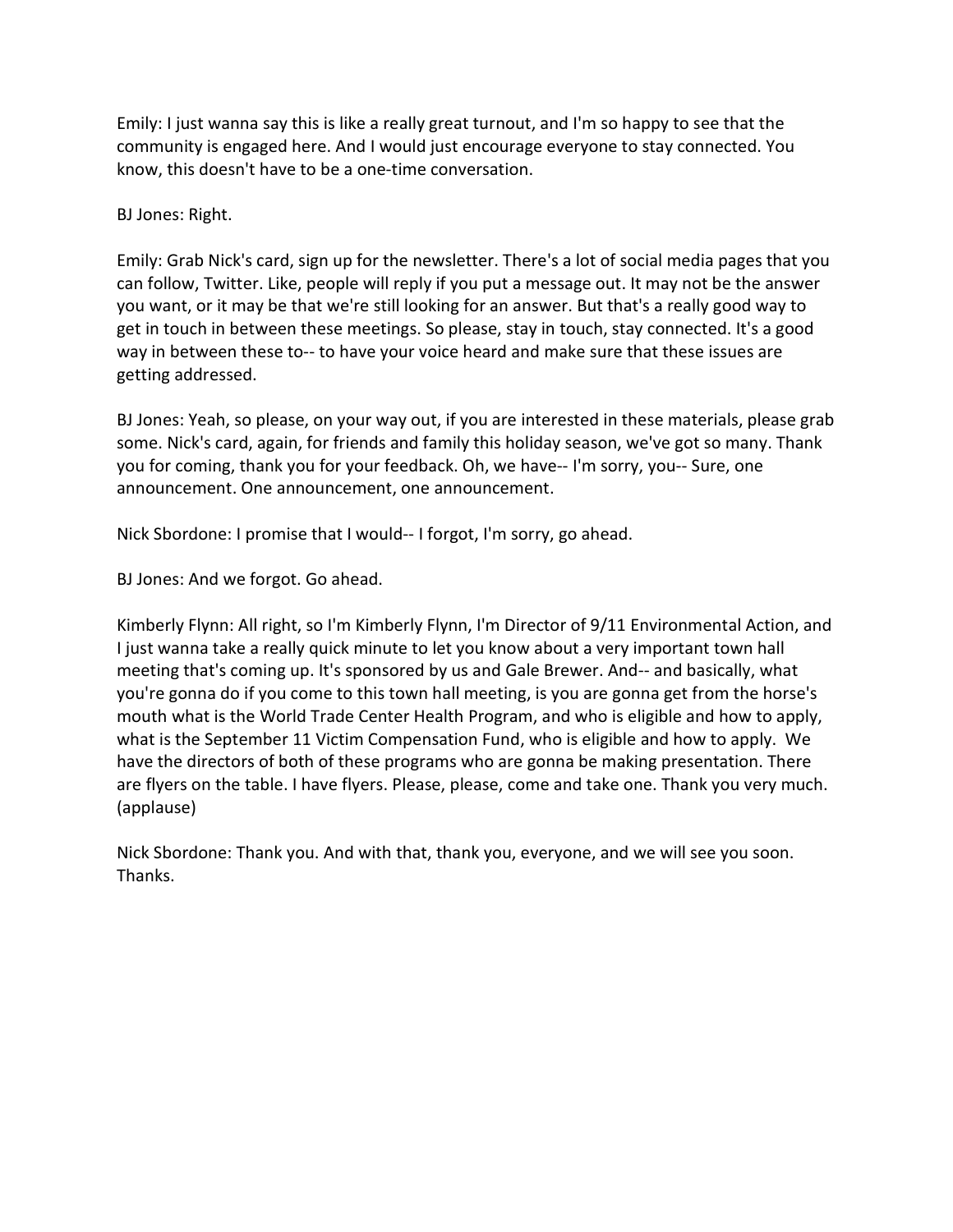Emily: I just wanna say this is like a really great turnout, and I'm so happy to see that the community is engaged here. And I would just encourage everyone to stay connected. You know, this doesn't have to be a one-time conversation.

BJ Jones: Right.

Emily: Grab Nick's card, sign up for the newsletter. There's a lot of social media pages that you can follow, Twitter. Like, people will reply if you put a message out. It may not be the answer you want, or it may be that we're still looking for an answer. But that's a really good way to get in touch in between these meetings. So please, stay in touch, stay connected. It's a good way in between these to-- to have your voice heard and make sure that these issues are getting addressed.

BJ Jones: Yeah, so please, on your way out, if you are interested in these materials, please grab some. Nick's card, again, for friends and family this holiday season, we've got so many. Thank you for coming, thank you for your feedback. Oh, we have-- I'm sorry, you-- Sure, one announcement. One announcement, one announcement.

Nick Sbordone: I promise that I would-- I forgot, I'm sorry, go ahead.

BJ Jones: And we forgot. Go ahead.

Kimberly Flynn: All right, so I'm Kimberly Flynn, I'm Director of 9/11 Environmental Action, and I just wanna take a really quick minute to let you know about a very important town hall meeting that's coming up. It's sponsored by us and Gale Brewer. And-- and basically, what you're gonna do if you come to this town hall meeting, is you are gonna get from the horse's mouth what is the World Trade Center Health Program, and who is eligible and how to apply, what is the September 11 Victim Compensation Fund, who is eligible and how to apply. We have the directors of both of these programs who are gonna be making presentation. There are flyers on the table. I have flyers. Please, please, come and take one. Thank you very much. (applause)

Nick Sbordone: Thank you. And with that, thank you, everyone, and we will see you soon. Thanks.